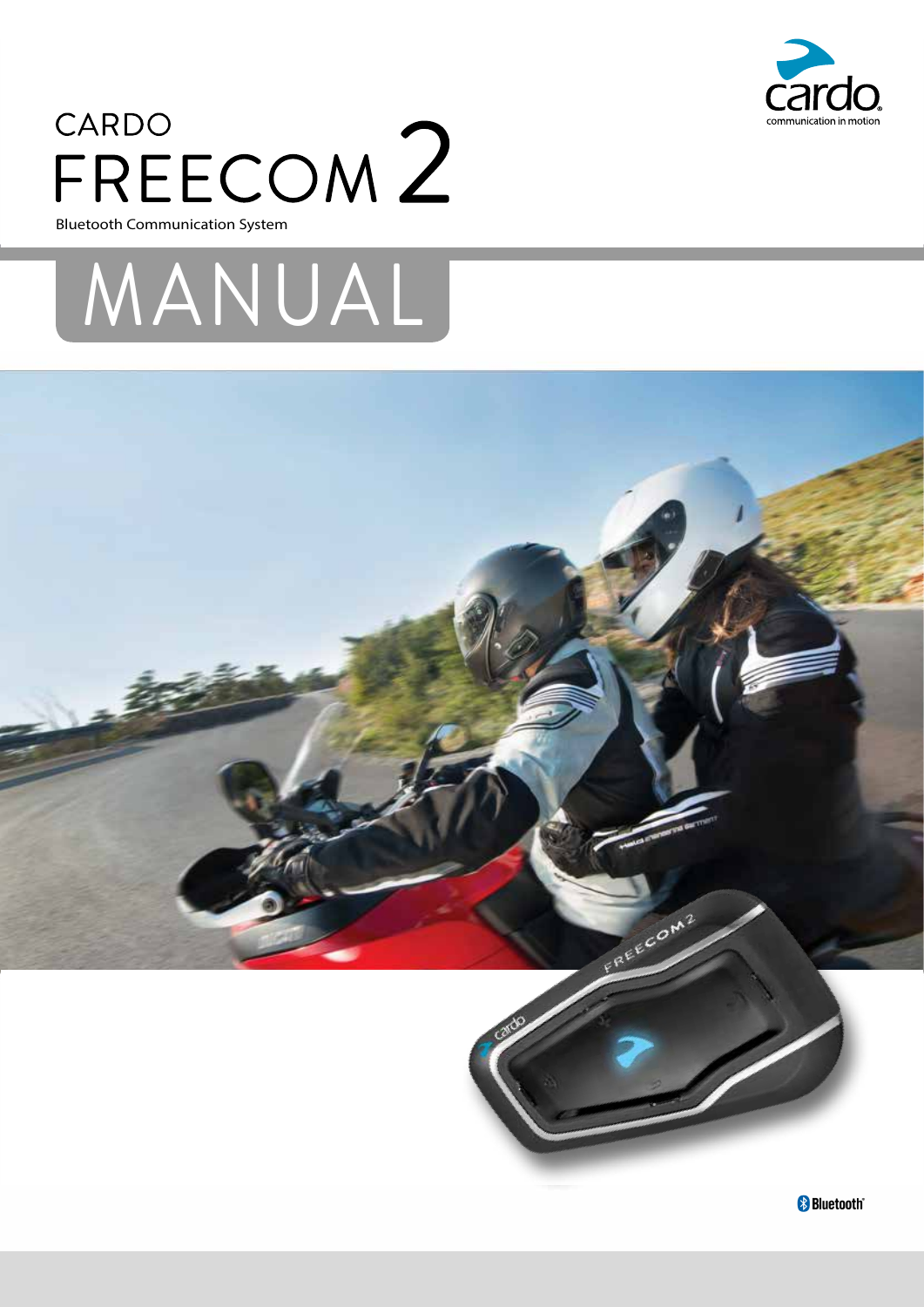CARDO

# FREECOM 2

Bluetooth Communication System

# MANUAL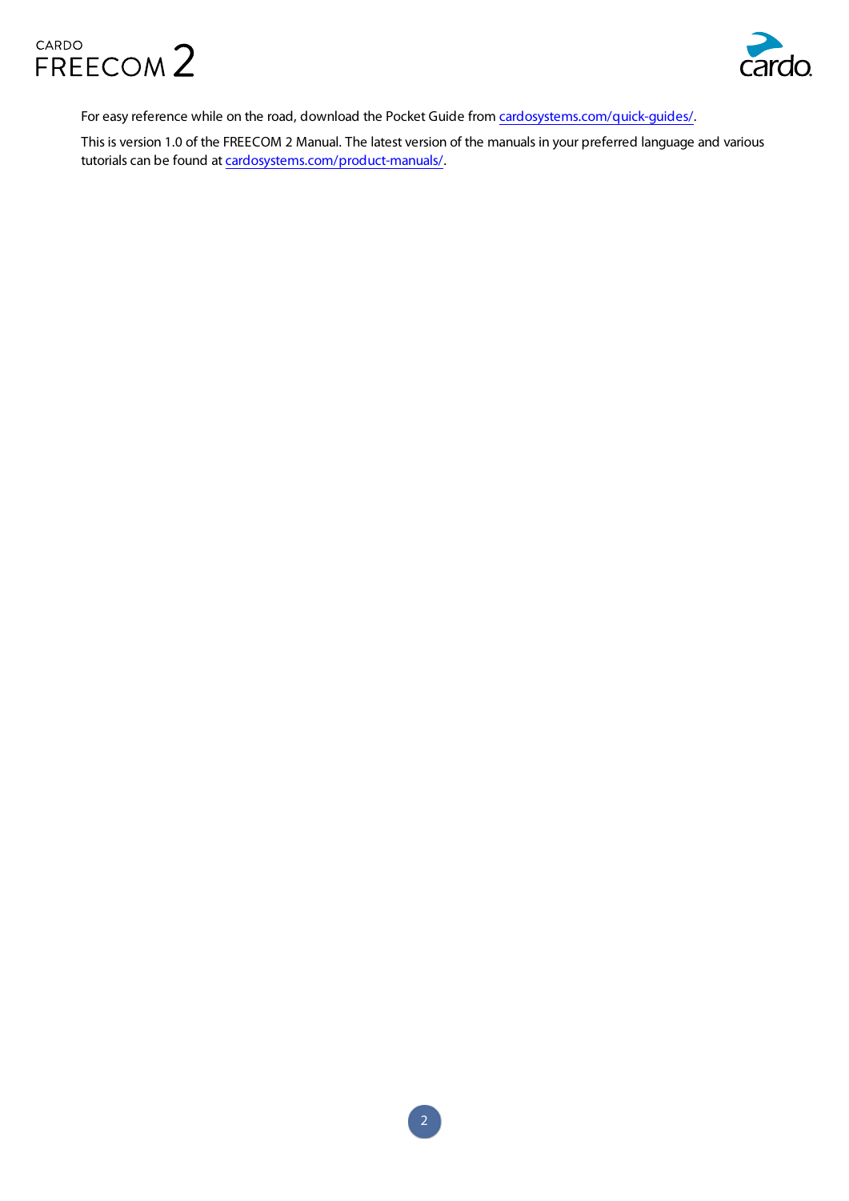For easy reference while on the road, download the Pocket Guide from [cardosystems.com/quick-guides/](https://cardosystems.com/quick-guides/).

This is version 1.0 of the FREECOM 2 Manual. The latest version of the manuals in your preferred language and various tutorials can be found at [cardosystems.com/product-manuals/](https://cardosystems.com/product-manuals/).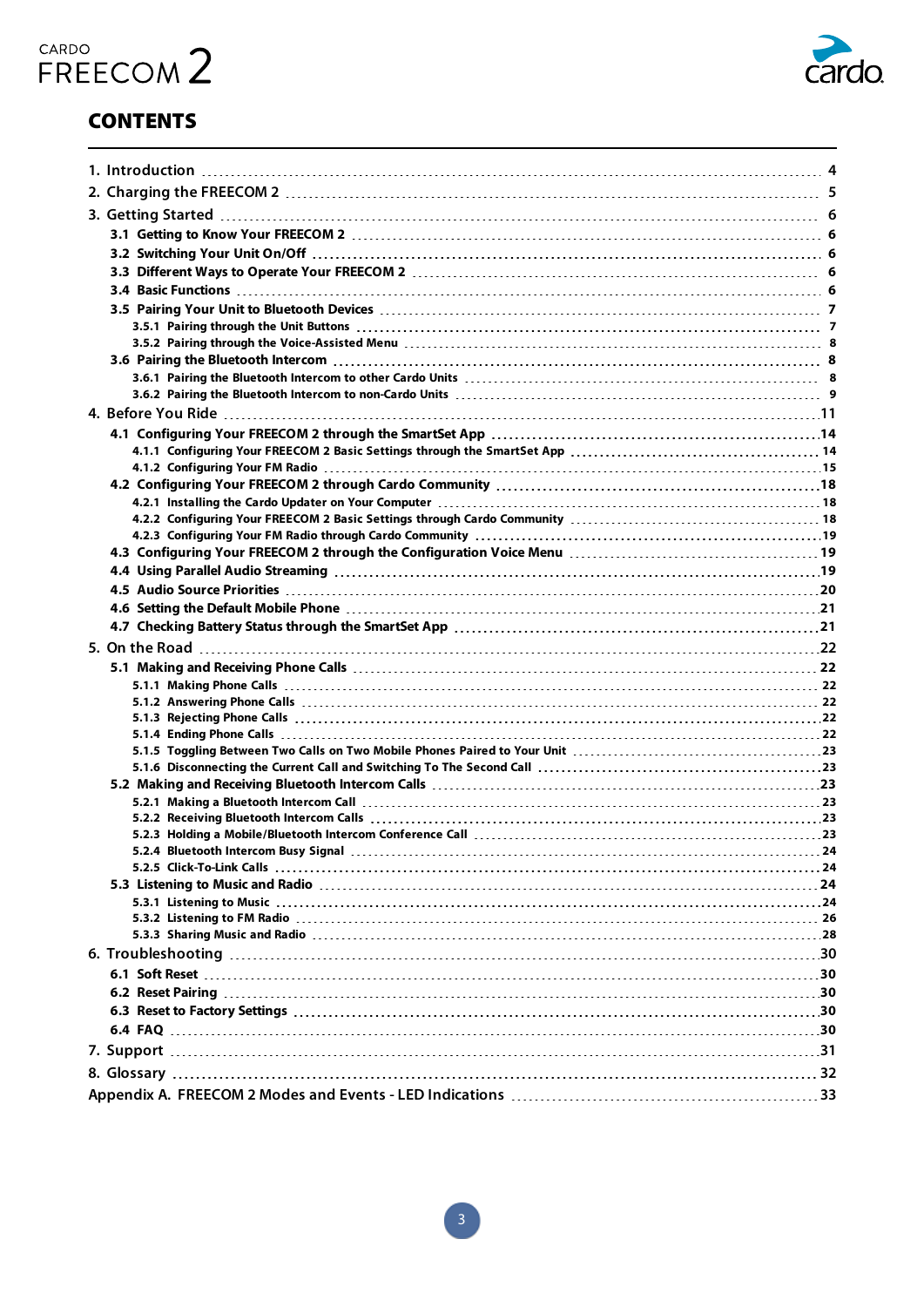# CONTENTS

- 1. Introduction ........ 4
- 2. Charging the FREECOM 2 ........ 5
- 3. Getting Started ........ 6
  - 3.1 Getting to Know Your FREECOM 2 ........ 6
  - 3.2 Switching Your Unit On/Off ........ 6
  - 3.3 Different Ways to Operate Your FREECOM 2 ........ 6
  - 3.4 Basic Functions ........ 6
  - 3.5 Pairing Your Unit to Bluetooth Devices ........ 7
    - 3.5.1 Pairing through the Unit Buttons ........ 7
    - 3.5.2 Pairing through the Voice-Assisted Menu ........ 8
  - 3.6 Pairing the Bluetooth Intercom ........ 8
    - 3.6.1 Pairing the Bluetooth Intercom to other Cardo Units ........ 8
    - 3.6.2 Pairing the Bluetooth Intercom to non-Cardo Units ........ 9
- 4. Before You Ride ........ 11
  - 4.1 Configuring Your FREECOM 2 through the SmartSet App ........ 14
    - 4.1.1 Configuring Your FREECOM 2 Basic Settings through the SmartSet App ........ 14
    - 4.1.2 Configuring Your FM Radio ........ 15
  - 4.2 Configuring Your FREECOM 2 through Cardo Community ........ 18
    - 4.2.1 Installing the Cardo Updater on Your Computer ........ 18
    - 4.2.2 Configuring Your FREECOM 2 Basic Settings through Cardo Community ........ 18
    - 4.2.3 Configuring Your FM Radio through Cardo Community ........ 19
  - 4.3 Configuring Your FREECOM 2 through the Configuration Voice Menu ........ 19
  - 4.4 Using Parallel Audio Streaming ........ 19
  - 4.5 Audio Source Priorities ........ 20
  - 4.6 Setting the Default Mobile Phone ........ 21
  - 4.7 Checking Battery Status through the SmartSet App ........ 21
- 5. On the Road ........ 22
  - 5.1 Making and Receiving Phone Calls ........ 22
    - 5.1.1 Making Phone Calls ........ 22
    - 5.1.2 Answering Phone Calls ........ 22
    - 5.1.3 Rejecting Phone Calls ........ 22
    - 5.1.4 Ending Phone Calls ........ 22
    - 5.1.5 Toggling Between Two Calls on Two Mobile Phones Paired to Your Unit ........ 23
    - 5.1.6 Disconnecting the Current Call and Switching To The Second Call ........ 23
  - 5.2 Making and Receiving Bluetooth Intercom Calls ........ 23
    - 5.2.1 Making a Bluetooth Intercom Call ........ 23
    - 5.2.2 Receiving Bluetooth Intercom Calls ........ 23
    - 5.2.3 Holding a Mobile/Bluetooth Intercom Conference Call ........ 23
    - 5.2.4 Bluetooth Intercom Busy Signal ........ 24
    - 5.2.5 Click-To-Link Calls ........ 24
  - 5.3 Listening to Music and Radio ........ 24
    - 5.3.1 Listening to Music ........ 24
    - 5.3.2 Listening to FM Radio ........ 26
    - 5.3.3 Sharing Music and Radio ........ 28
- 6. Troubleshooting ........ 30
  - 6.1 Soft Reset ........ 30
  - 6.2 Reset Pairing ........ 30
  - 6.3 Reset to Factory Settings ........ 30
  - 6.4 FAQ ........ 30
- 7. Support ........ 31
- 8. Glossary ........ 32
- Appendix A. FREECOM 2 Modes and Events - LED Indications ........ 33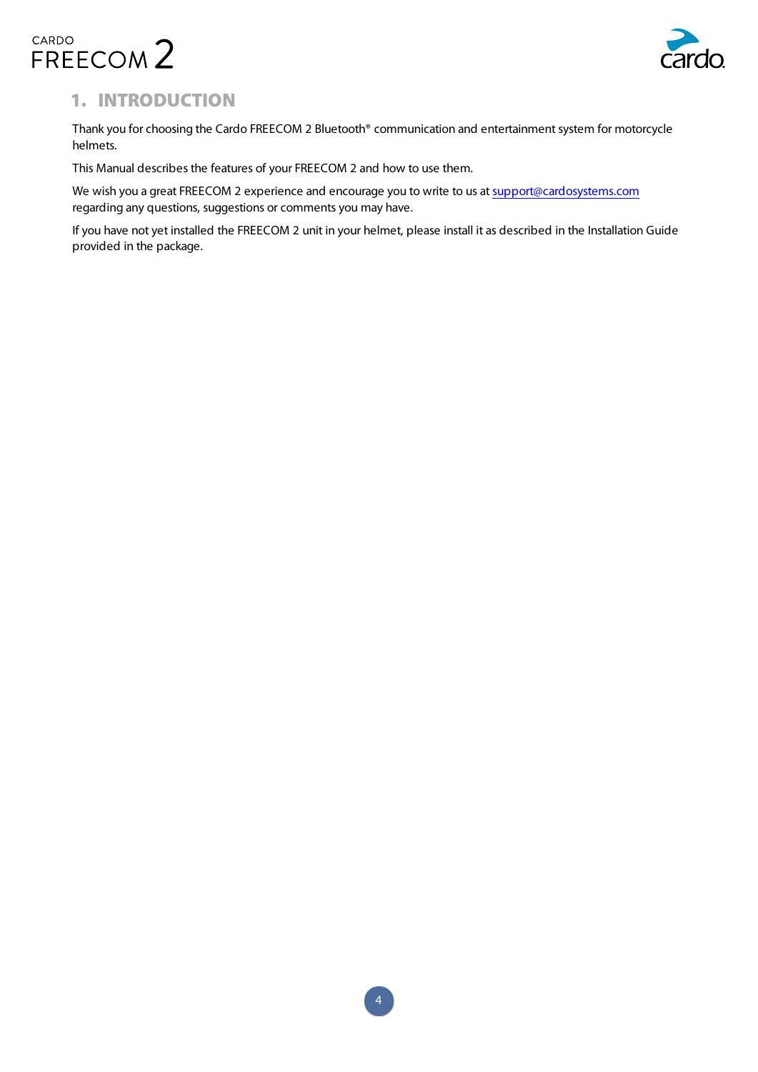# 1. INTRODUCTION

Thank you for choosing the Cardo FREECOM 2 Bluetooth® communication and entertainment system for motorcycle helmets.

This Manual describes the features of your FREECOM 2 and how to use them.

We wish you a great FREECOM 2 experience and encourage you to write to us at support@cardosystems.com regarding any questions, suggestions or comments you may have.

If you have not yet installed the FREECOM 2 unit in your helmet, please install it as described in the Installation Guide provided in the package.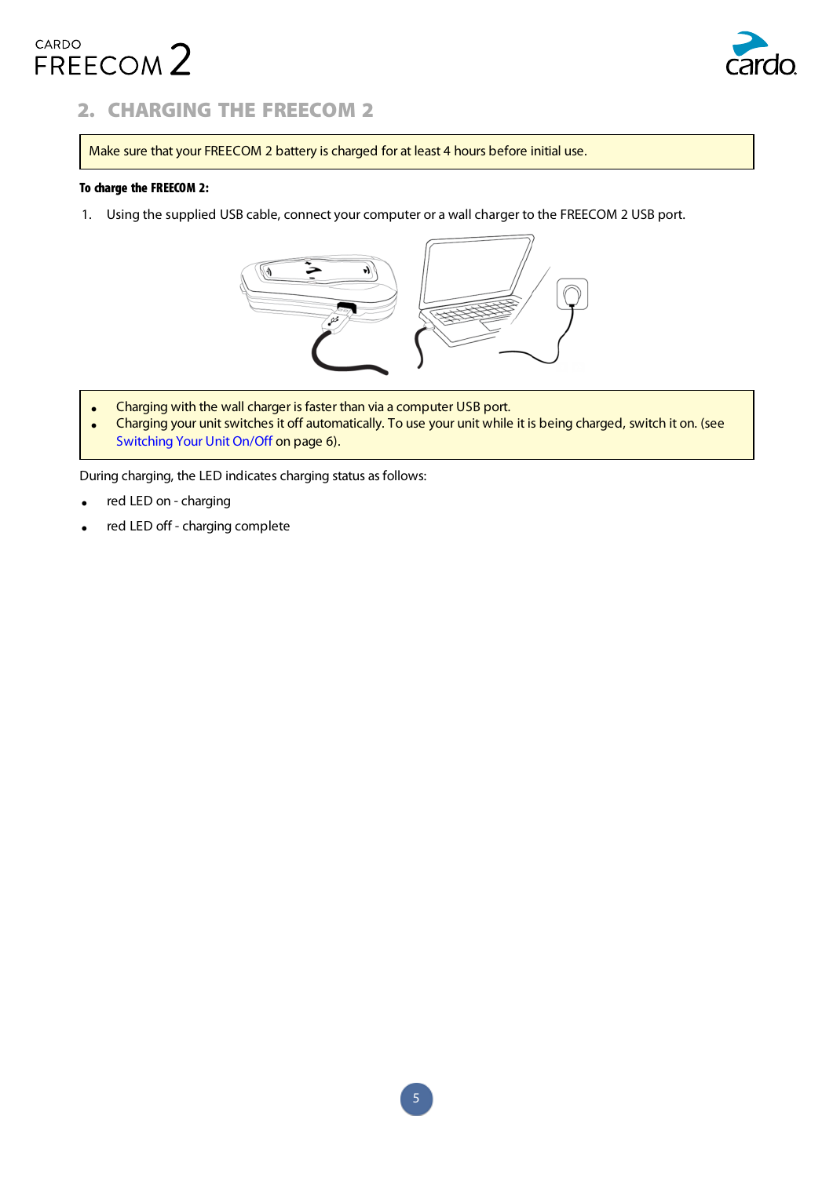## 2. CHARGING THE FREECOM 2

> Make sure that your FREECOM 2 battery is charged for at least 4 hours before initial use.

**To charge the FREECOM 2:**

1. Using the supplied USB cable, connect your computer or a wall charger to the FREECOM 2 USB port.

> - Charging with the wall charger is faster than via a computer USB port.
> - Charging your unit switches it off automatically. To use your unit while it is being charged, switch it on. (see Switching Your Unit On/Off on page 6).

During charging, the LED indicates charging status as follows:

- red LED on - charging
- red LED off - charging complete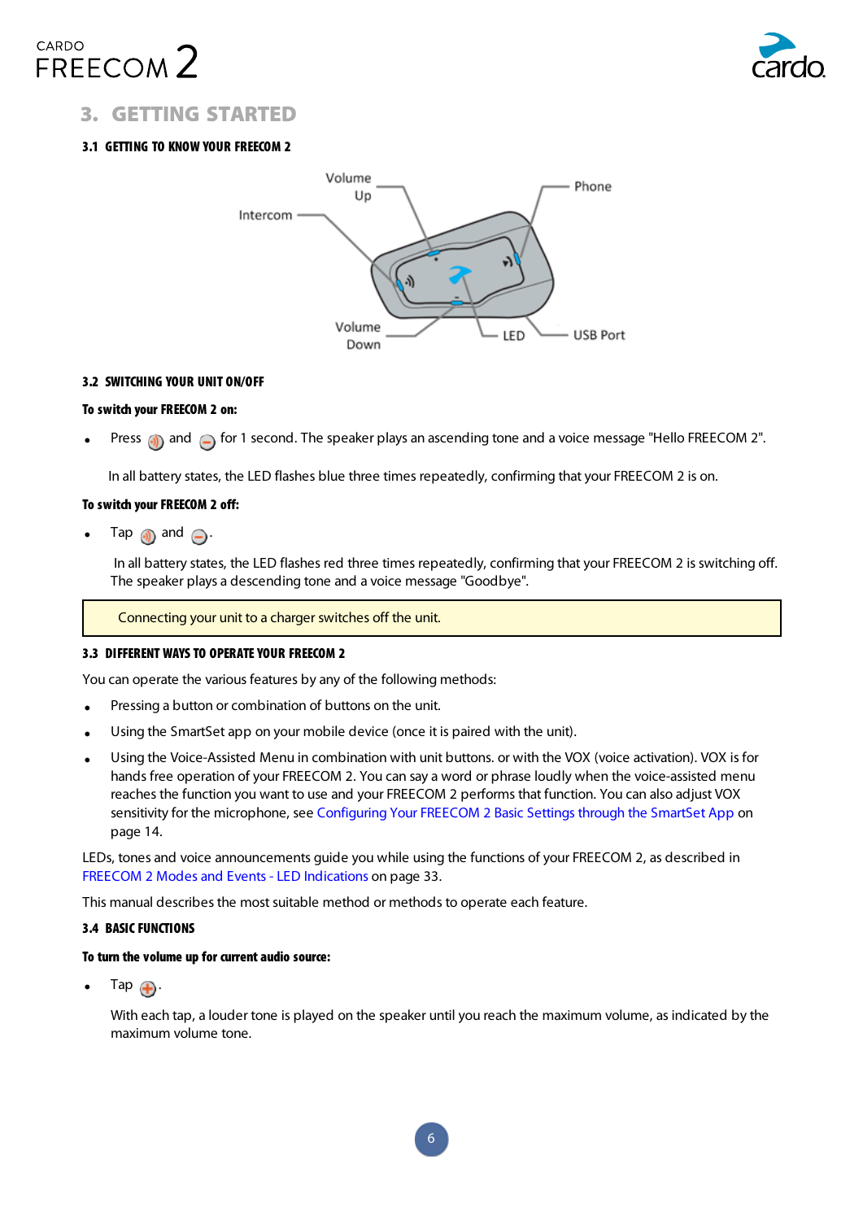## 3. GETTING STARTED

### 3.1 GETTING TO KNOW YOUR FREECOM 2

Volume Up

Phone

Intercom

Volume Down

LED

USB Port

### 3.2 SWITCHING YOUR UNIT ON/OFF

**To switch your FREECOM 2 on:**

- Press and for 1 second. The speaker plays an ascending tone and a voice message "Hello FREECOM 2".

In all battery states, the LED flashes blue three times repeatedly, confirming that your FREECOM 2 is on.

**To switch your FREECOM 2 off:**

- Tap and .

In all battery states, the LED flashes red three times repeatedly, confirming that your FREECOM 2 is switching off. The speaker plays a descending tone and a voice message "Goodbye".

> Connecting your unit to a charger switches off the unit.

### 3.3 DIFFERENT WAYS TO OPERATE YOUR FREECOM 2

You can operate the various features by any of the following methods:

- Pressing a button or combination of buttons on the unit.
- Using the SmartSet app on your mobile device (once it is paired with the unit).
- Using the Voice-Assisted Menu in combination with unit buttons. or with the VOX (voice activation). VOX is for hands free operation of your FREECOM 2. You can say a word or phrase loudly when the voice-assisted menu reaches the function you want to use and your FREECOM 2 performs that function. You can also adjust VOX sensitivity for the microphone, see Configuring Your FREECOM 2 Basic Settings through the SmartSet App on page 14.

LEDs, tones and voice announcements guide you while using the functions of your FREECOM 2, as described in FREECOM 2 Modes and Events - LED Indications on page 33.

This manual describes the most suitable method or methods to operate each feature.

### 3.4 BASIC FUNCTIONS

**To turn the volume up for current audio source:**

- Tap .

With each tap, a louder tone is played on the speaker until you reach the maximum volume, as indicated by the maximum volume tone.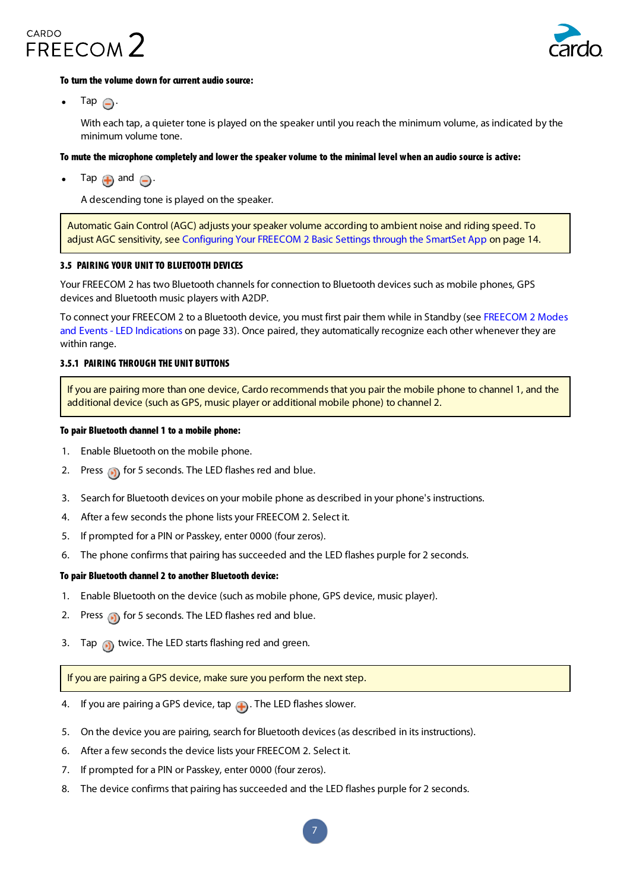**To turn the volume down for current audio source:**

- Tap ⊖.

  With each tap, a quieter tone is played on the speaker until you reach the minimum volume, as indicated by the minimum volume tone.

**To mute the microphone completely and lower the speaker volume to the minimal level when an audio source is active:**

- Tap ⊕ and ⊖.

  A descending tone is played on the speaker.

> Automatic Gain Control (AGC) adjusts your speaker volume according to ambient noise and riding speed. To adjust AGC sensitivity, see Configuring Your FREECOM 2 Basic Settings through the SmartSet App on page 14.

## 3.5 PAIRING YOUR UNIT TO BLUETOOTH DEVICES

Your FREECOM 2 has two Bluetooth channels for connection to Bluetooth devices such as mobile phones, GPS devices and Bluetooth music players with A2DP.

To connect your FREECOM 2 to a Bluetooth device, you must first pair them while in Standby (see FREECOM 2 Modes and Events - LED Indications on page 33). Once paired, they automatically recognize each other whenever they are within range.

### 3.5.1 PAIRING THROUGH THE UNIT BUTTONS

> If you are pairing more than one device, Cardo recommends that you pair the mobile phone to channel 1, and the additional device (such as GPS, music player or additional mobile phone) to channel 2.

**To pair Bluetooth channel 1 to a mobile phone:**

1. Enable Bluetooth on the mobile phone.
2. Press the phone button for 5 seconds. The LED flashes red and blue.
3. Search for Bluetooth devices on your mobile phone as described in your phone's instructions.
4. After a few seconds the phone lists your FREECOM 2. Select it.
5. If prompted for a PIN or Passkey, enter 0000 (four zeros).
6. The phone confirms that pairing has succeeded and the LED flashes purple for 2 seconds.

**To pair Bluetooth channel 2 to another Bluetooth device:**

1. Enable Bluetooth on the device (such as mobile phone, GPS device, music player).
2. Press the phone button for 5 seconds. The LED flashes red and blue.
3. Tap the phone button twice. The LED starts flashing red and green.

> If you are pairing a GPS device, make sure you perform the next step.

4. If you are pairing a GPS device, tap ⊕. The LED flashes slower.
5. On the device you are pairing, search for Bluetooth devices (as described in its instructions).
6. After a few seconds the device lists your FREECOM 2. Select it.
7. If prompted for a PIN or Passkey, enter 0000 (four zeros).
8. The device confirms that pairing has succeeded and the LED flashes purple for 2 seconds.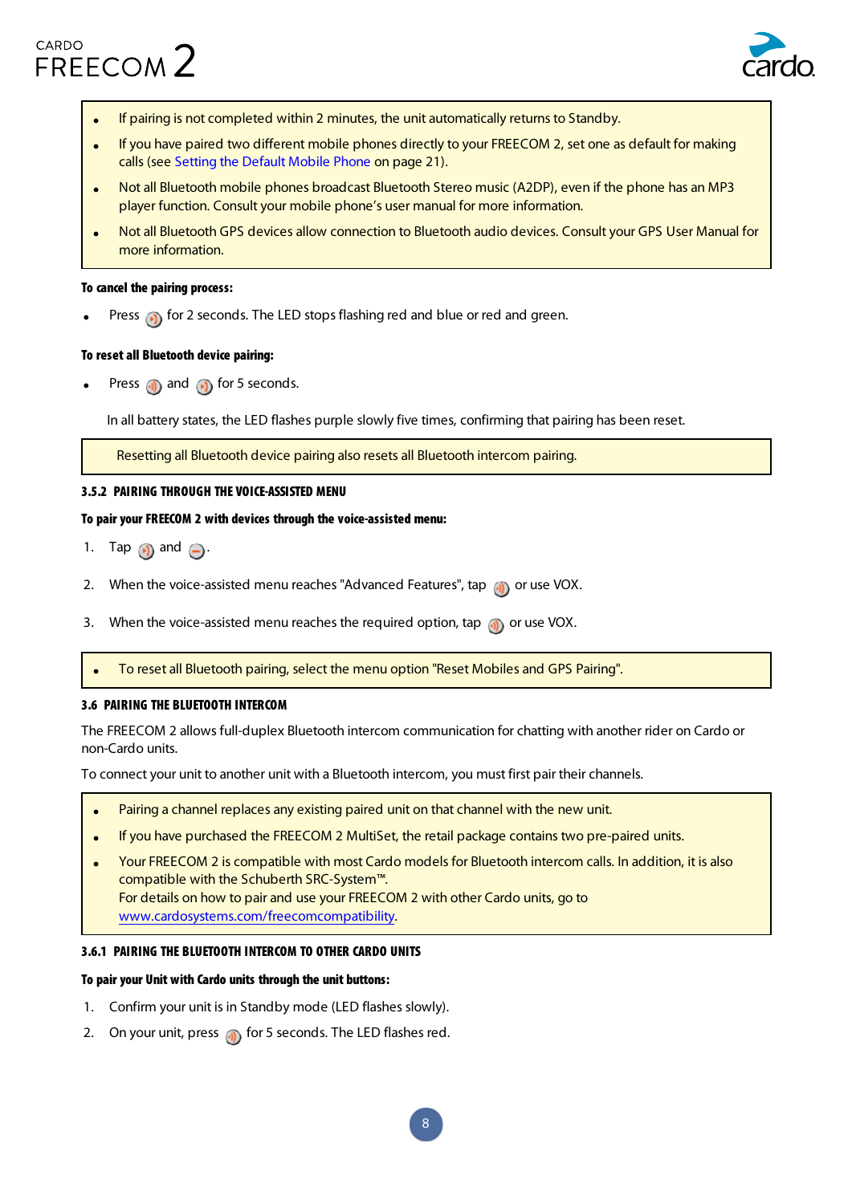- If pairing is not completed within 2 minutes, the unit automatically returns to Standby.
- If you have paired two different mobile phones directly to your FREECOM 2, set one as default for making calls (see Setting the Default Mobile Phone on page 21).
- Not all Bluetooth mobile phones broadcast Bluetooth Stereo music (A2DP), even if the phone has an MP3 player function. Consult your mobile phone's user manual for more information.
- Not all Bluetooth GPS devices allow connection to Bluetooth audio devices. Consult your GPS User Manual for more information.

**To cancel the pairing process:**

- Press  for 2 seconds. The LED stops flashing red and blue or red and green.

**To reset all Bluetooth device pairing:**

- Press  and  for 5 seconds.

In all battery states, the LED flashes purple slowly five times, confirming that pairing has been reset.

Resetting all Bluetooth device pairing also resets all Bluetooth intercom pairing.

### 3.5.2 PAIRING THROUGH THE VOICE-ASSISTED MENU

**To pair your FREECOM 2 with devices through the voice-assisted menu:**

1. Tap  and .
2. When the voice-assisted menu reaches "Advanced Features", tap  or use VOX.
3. When the voice-assisted menu reaches the required option, tap  or use VOX.

- To reset all Bluetooth pairing, select the menu option "Reset Mobiles and GPS Pairing".

## 3.6 PAIRING THE BLUETOOTH INTERCOM

The FREECOM 2 allows full-duplex Bluetooth intercom communication for chatting with another rider on Cardo or non-Cardo units.

To connect your unit to another unit with a Bluetooth intercom, you must first pair their channels.

- Pairing a channel replaces any existing paired unit on that channel with the new unit.
- If you have purchased the FREECOM 2 MultiSet, the retail package contains two pre-paired units.
- Your FREECOM 2 is compatible with most Cardo models for Bluetooth intercom calls. In addition, it is also compatible with the Schuberth SRC-System™.
  For details on how to pair and use your FREECOM 2 with other Cardo units, go to www.cardosystems.com/freecomcompatibility.

### 3.6.1 PAIRING THE BLUETOOTH INTERCOM TO OTHER CARDO UNITS

**To pair your Unit with Cardo units through the unit buttons:**

1. Confirm your unit is in Standby mode (LED flashes slowly).
2. On your unit, press  for 5 seconds. The LED flashes red.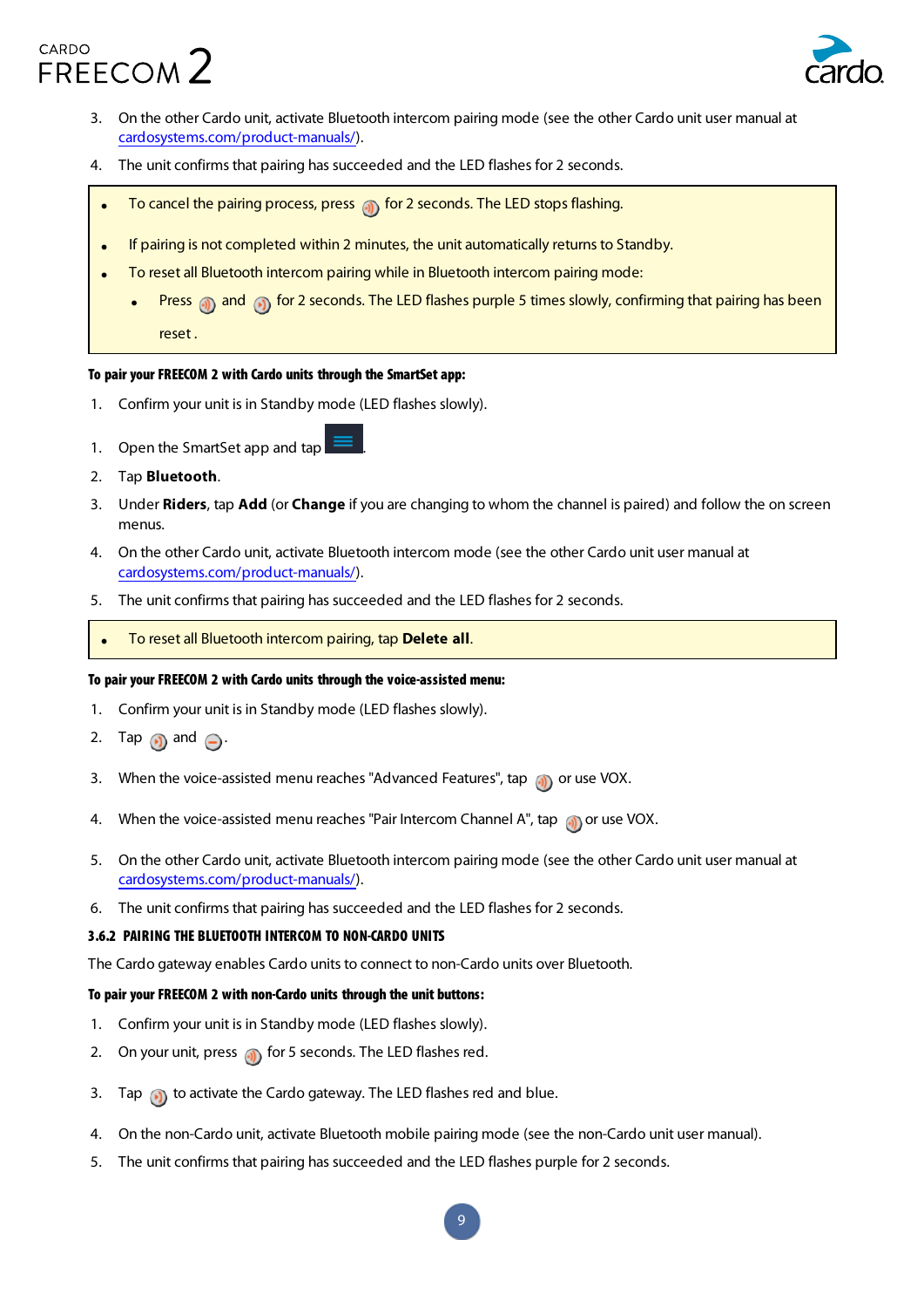3. On the other Cardo unit, activate Bluetooth intercom pairing mode (see the other Cardo unit user manual at [cardosystems.com/product-manuals/](cardosystems.com/product-manuals/)).
4. The unit confirms that pairing has succeeded and the LED flashes for 2 seconds.

> - To cancel the pairing process, press for 2 seconds. The LED stops flashing.
> - If pairing is not completed within 2 minutes, the unit automatically returns to Standby.
> - To reset all Bluetooth intercom pairing while in Bluetooth intercom pairing mode:
>   - Press and for 2 seconds. The LED flashes purple 5 times slowly, confirming that pairing has been reset .

**To pair your FREECOM 2 with Cardo units through the SmartSet app:**

1. Confirm your unit is in Standby mode (LED flashes slowly).

1. Open the SmartSet app and tap .
2. Tap **Bluetooth**.
3. Under **Riders**, tap **Add** (or **Change** if you are changing to whom the channel is paired) and follow the on screen menus.
4. On the other Cardo unit, activate Bluetooth intercom mode (see the other Cardo unit user manual at [cardosystems.com/product-manuals/](cardosystems.com/product-manuals/)).
5. The unit confirms that pairing has succeeded and the LED flashes for 2 seconds.

> - To reset all Bluetooth intercom pairing, tap **Delete all**.

**To pair your FREECOM 2 with Cardo units through the voice-assisted menu:**

1. Confirm your unit is in Standby mode (LED flashes slowly).
2. Tap and .
3. When the voice-assisted menu reaches "Advanced Features", tap or use VOX.
4. When the voice-assisted menu reaches "Pair Intercom Channel A", tap or use VOX.
5. On the other Cardo unit, activate Bluetooth intercom pairing mode (see the other Cardo unit user manual at [cardosystems.com/product-manuals/](cardosystems.com/product-manuals/)).
6. The unit confirms that pairing has succeeded and the LED flashes for 2 seconds.

### 3.6.2 PAIRING THE BLUETOOTH INTERCOM TO NON-CARDO UNITS

The Cardo gateway enables Cardo units to connect to non-Cardo units over Bluetooth.

**To pair your FREECOM 2 with non-Cardo units through the unit buttons:**

1. Confirm your unit is in Standby mode (LED flashes slowly).
2. On your unit, press for 5 seconds. The LED flashes red.
3. Tap to activate the Cardo gateway. The LED flashes red and blue.
4. On the non-Cardo unit, activate Bluetooth mobile pairing mode (see the non-Cardo unit user manual).
5. The unit confirms that pairing has succeeded and the LED flashes purple for 2 seconds.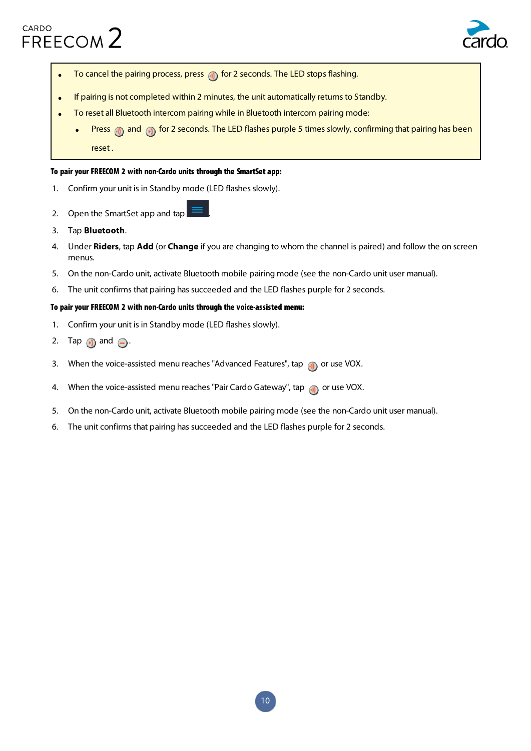- To cancel the pairing process, press for 2 seconds. The LED stops flashing.
- If pairing is not completed within 2 minutes, the unit automatically returns to Standby.
- To reset all Bluetooth intercom pairing while in Bluetooth intercom pairing mode:
  - Press and for 2 seconds. The LED flashes purple 5 times slowly, confirming that pairing has been reset .

**To pair your FREECOM 2 with non-Cardo units through the SmartSet app:**

1. Confirm your unit is in Standby mode (LED flashes slowly).
2. Open the SmartSet app and tap .
3. Tap **Bluetooth**.
4. Under **Riders**, tap **Add** (or **Change** if you are changing to whom the channel is paired) and follow the on screen menus.
5. On the non-Cardo unit, activate Bluetooth mobile pairing mode (see the non-Cardo unit user manual).
6. The unit confirms that pairing has succeeded and the LED flashes purple for 2 seconds.

**To pair your FREECOM 2 with non-Cardo units through the voice-assisted menu:**

1. Confirm your unit is in Standby mode (LED flashes slowly).
2. Tap and .
3. When the voice-assisted menu reaches "Advanced Features", tap or use VOX.
4. When the voice-assisted menu reaches "Pair Cardo Gateway", tap or use VOX.
5. On the non-Cardo unit, activate Bluetooth mobile pairing mode (see the non-Cardo unit user manual).
6. The unit confirms that pairing has succeeded and the LED flashes purple for 2 seconds.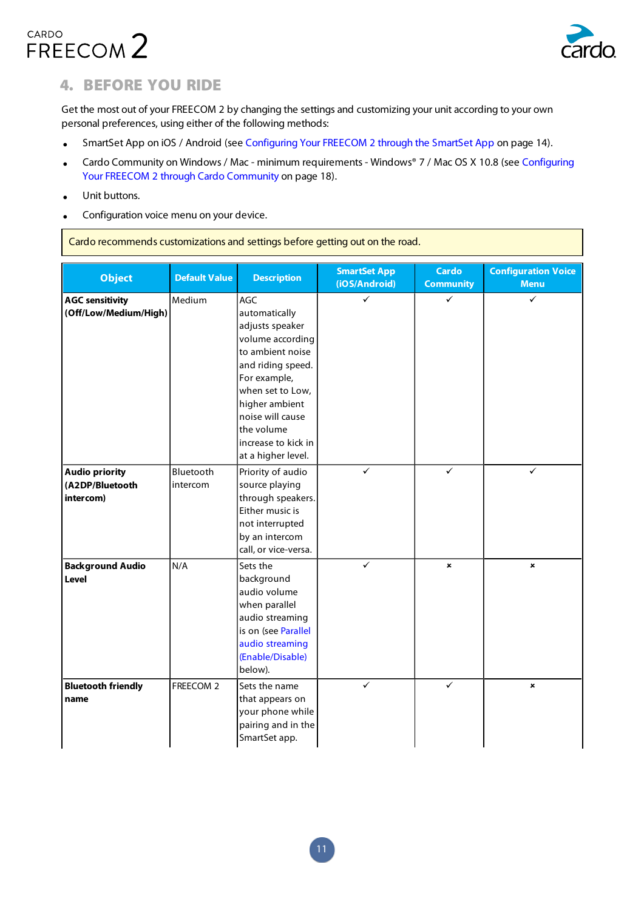## 4. BEFORE YOU RIDE

Get the most out of your FREECOM 2 by changing the settings and customizing your unit according to your own personal preferences, using either of the following methods:

- SmartSet App on iOS / Android (see Configuring Your FREECOM 2 through the SmartSet App on page 14).
- Cardo Community on Windows / Mac - minimum requirements - Windows® 7 / Mac OS X 10.8 (see Configuring Your FREECOM 2 through Cardo Community on page 18).
- Unit buttons.
- Configuration voice menu on your device.

Cardo recommends customizations and settings before getting out on the road.

| Object | Default Value | Description | SmartSet App (iOS/Android) | Cardo Community | Configuration Voice Menu |
|---|---|---|---|---|---|
| **AGC sensitivity (Off/Low/Medium/High)** | Medium | AGC automatically adjusts speaker volume according to ambient noise and riding speed. For example, when set to Low, higher ambient noise will cause the volume increase to kick in at a higher level. | ✓ | ✓ | ✓ |
| **Audio priority (A2DP/Bluetooth intercom)** | Bluetooth intercom | Priority of audio source playing through speakers. Either music is not interrupted by an intercom call, or vice-versa. | ✓ | ✓ | ✓ |
| **Background Audio Level** | N/A | Sets the background audio volume when parallel audio streaming is on (see Parallel audio streaming (Enable/Disable) below). | ✓ | × | × |
| **Bluetooth friendly name** | FREECOM 2 | Sets the name that appears on your phone while pairing and in the SmartSet app. | ✓ | ✓ | × |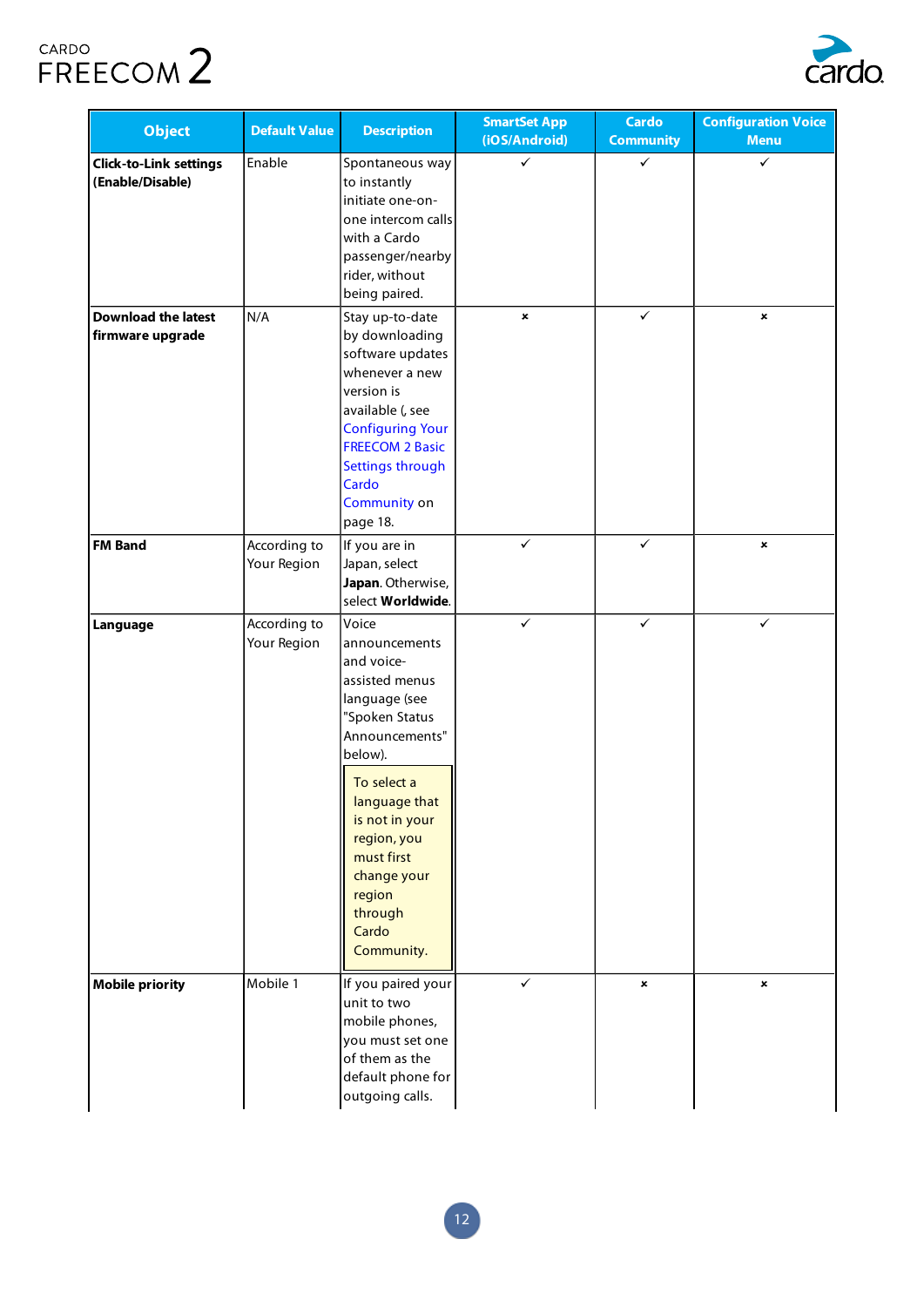| Object | Default Value | Description | SmartSet App (iOS/Android) | Cardo Community | Configuration Voice Menu |
|---|---|---|---|---|---|
| **Click-to-Link settings (Enable/Disable)** | Enable | Spontaneous way to instantly initiate one-on-one intercom calls with a Cardo passenger/nearby rider, without being paired. | ✓ | ✓ | ✓ |
| **Download the latest firmware upgrade** | N/A | Stay up-to-date by downloading software updates whenever a new version is available (, see Configuring Your FREECOM 2 Basic Settings through Cardo Community on page 18. | × | ✓ | × |
| **FM Band** | According to Your Region | If you are in Japan, select **Japan**. Otherwise, select **Worldwide**. | ✓ | ✓ | × |
| **Language** | According to Your Region | Voice announcements and voice-assisted menus language (see "Spoken Status Announcements" below). To select a language that is not in your region, you must first change your region through Cardo Community. | ✓ | ✓ | ✓ |
| **Mobile priority** | Mobile 1 | If you paired your unit to two mobile phones, you must set one of them as the default phone for outgoing calls. | ✓ | × | × |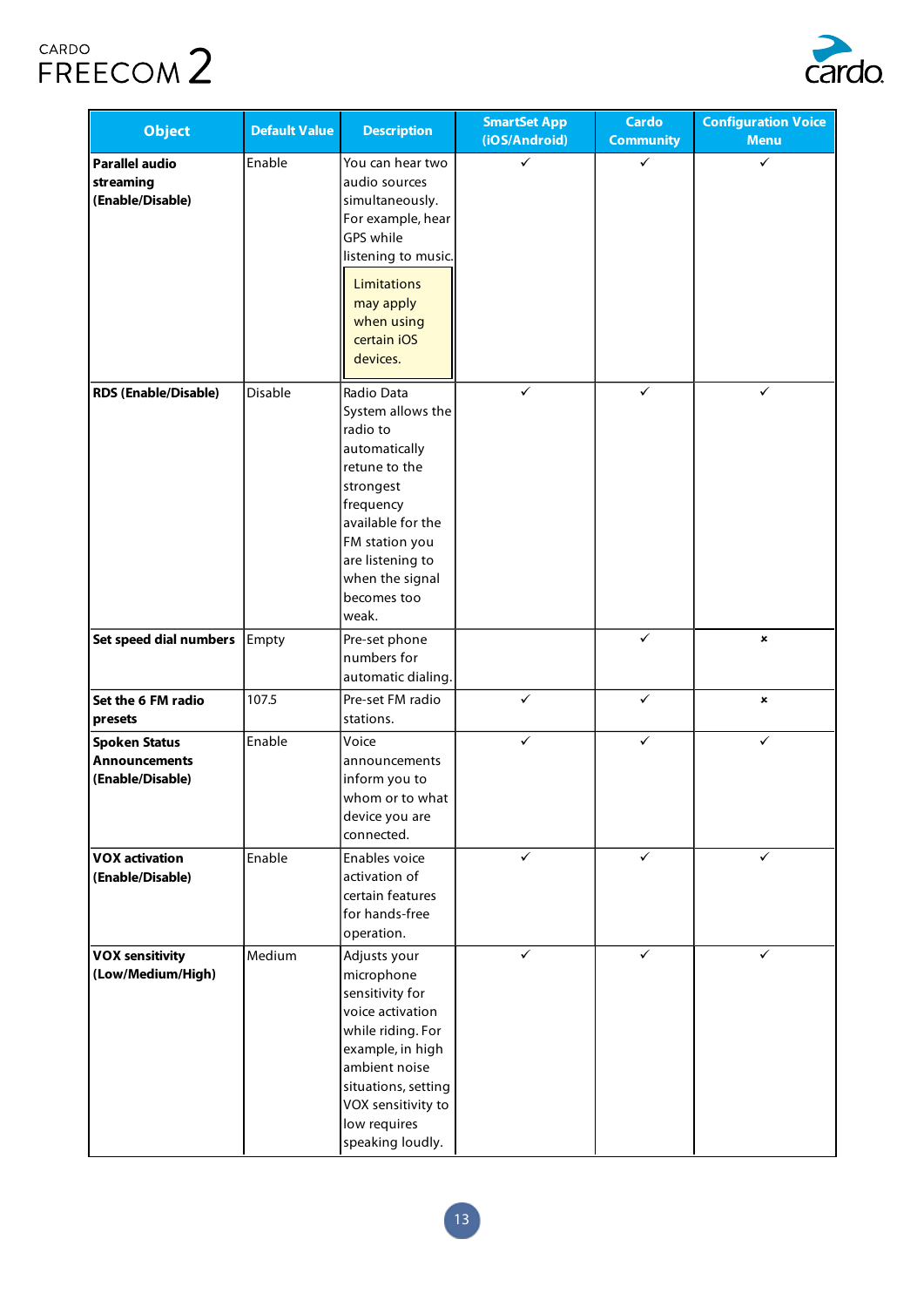| Object | Default Value | Description | SmartSet App (iOS/Android) | Cardo Community | Configuration Voice Menu |
|---|---|---|---|---|---|
| **Parallel audio streaming (Enable/Disable)** | Enable | You can hear two audio sources simultaneously. For example, hear GPS while listening to music. Limitations may apply when using certain iOS devices. | ✓ | ✓ | ✓ |
| **RDS (Enable/Disable)** | Disable | Radio Data System allows the radio to automatically retune to the strongest frequency available for the FM station you are listening to when the signal becomes too weak. | ✓ | ✓ | ✓ |
| **Set speed dial numbers** | Empty | Pre-set phone numbers for automatic dialing. | | ✓ | × |
| **Set the 6 FM radio presets** | 107.5 | Pre-set FM radio stations. | ✓ | ✓ | × |
| **Spoken Status Announcements (Enable/Disable)** | Enable | Voice announcements inform you to whom or to what device you are connected. | ✓ | ✓ | ✓ |
| **VOX activation (Enable/Disable)** | Enable | Enables voice activation of certain features for hands-free operation. | ✓ | ✓ | ✓ |
| **VOX sensitivity (Low/Medium/High)** | Medium | Adjusts your microphone sensitivity for voice activation while riding. For example, in high ambient noise situations, setting VOX sensitivity to low requires speaking loudly. | ✓ | ✓ | ✓ |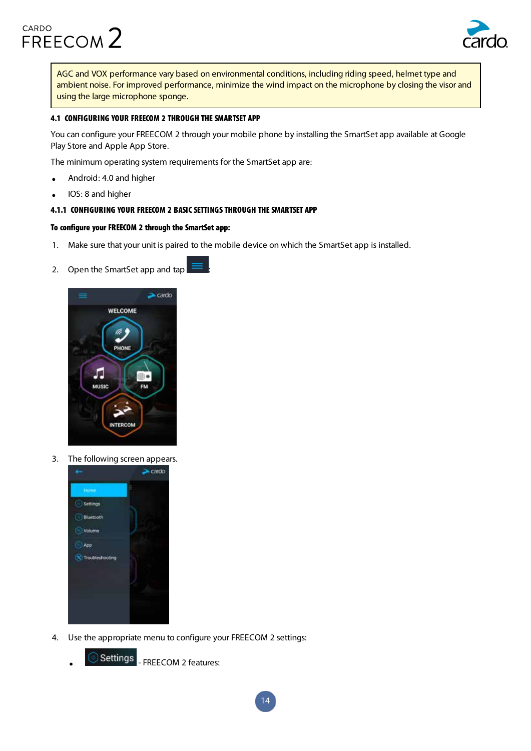> AGC and VOX performance vary based on environmental conditions, including riding speed, helmet type and ambient noise. For improved performance, minimize the wind impact on the microphone by closing the visor and using the large microphone sponge.

### 4.1 CONFIGURING YOUR FREECOM 2 THROUGH THE SMARTSET APP

You can configure your FREECOM 2 through your mobile phone by installing the SmartSet app available at Google Play Store and Apple App Store.

The minimum operating system requirements for the SmartSet app are:

- Android: 4.0 and higher
- IOS: 8 and higher

#### 4.1.1 CONFIGURING YOUR FREECOM 2 BASIC SETTINGS THROUGH THE SMARTSET APP

**To configure your FREECOM 2 through the SmartSet app:**

1. Make sure that your unit is paired to the mobile device on which the SmartSet app is installed.
2. Open the SmartSet app and tap :
3. The following screen appears.
4. Use the appropriate menu to configure your FREECOM 2 settings:
   - Settings - FREECOM 2 features: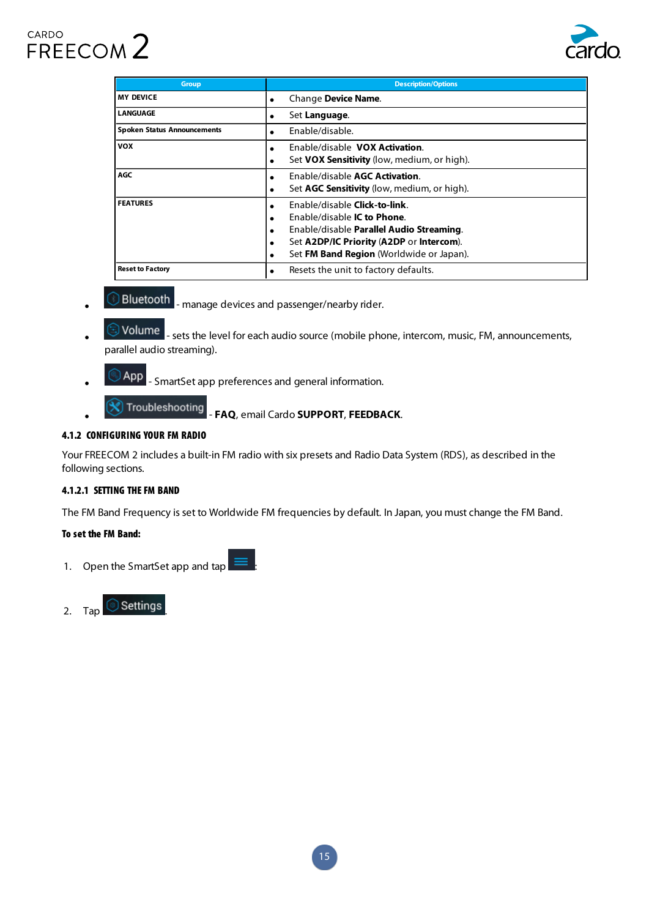| Group | Description/Options |
| --- | --- |
| MY DEVICE | • Change **Device Name**. |
| LANGUAGE | • Set **Language**. |
| Spoken Status Announcements | • Enable/disable. |
| VOX | • Enable/disable **VOX Activation**.<br>• Set **VOX Sensitivity** (low, medium, or high). |
| AGC | • Enable/disable **AGC Activation**.<br>• Set **AGC Sensitivity** (low, medium, or high). |
| FEATURES | • Enable/disable **Click-to-link**.<br>• Enable/disable **IC to Phone**.<br>• Enable/disable **Parallel Audio Streaming**.<br>• Set **A2DP/IC Priority** (**A2DP** or **Intercom**).<br>• Set **FM Band Region** (Worldwide or Japan). |
| Reset to Factory | • Resets the unit to factory defaults. |

- Bluetooth - manage devices and passenger/nearby rider.
- Volume - sets the level for each audio source (mobile phone, intercom, music, FM, announcements, parallel audio streaming).
- App - SmartSet app preferences and general information.
- Troubleshooting - **FAQ**, email Cardo **SUPPORT**, **FEEDBACK**.

### 4.1.2 CONFIGURING YOUR FM RADIO

Your FREECOM 2 includes a built-in FM radio with six presets and Radio Data System (RDS), as described in the following sections.

#### 4.1.2.1 SETTING THE FM BAND

The FM Band Frequency is set to Worldwide FM frequencies by default. In Japan, you must change the FM Band.

**To set the FM Band:**

1. Open the SmartSet app and tap ☰.
2. Tap Settings.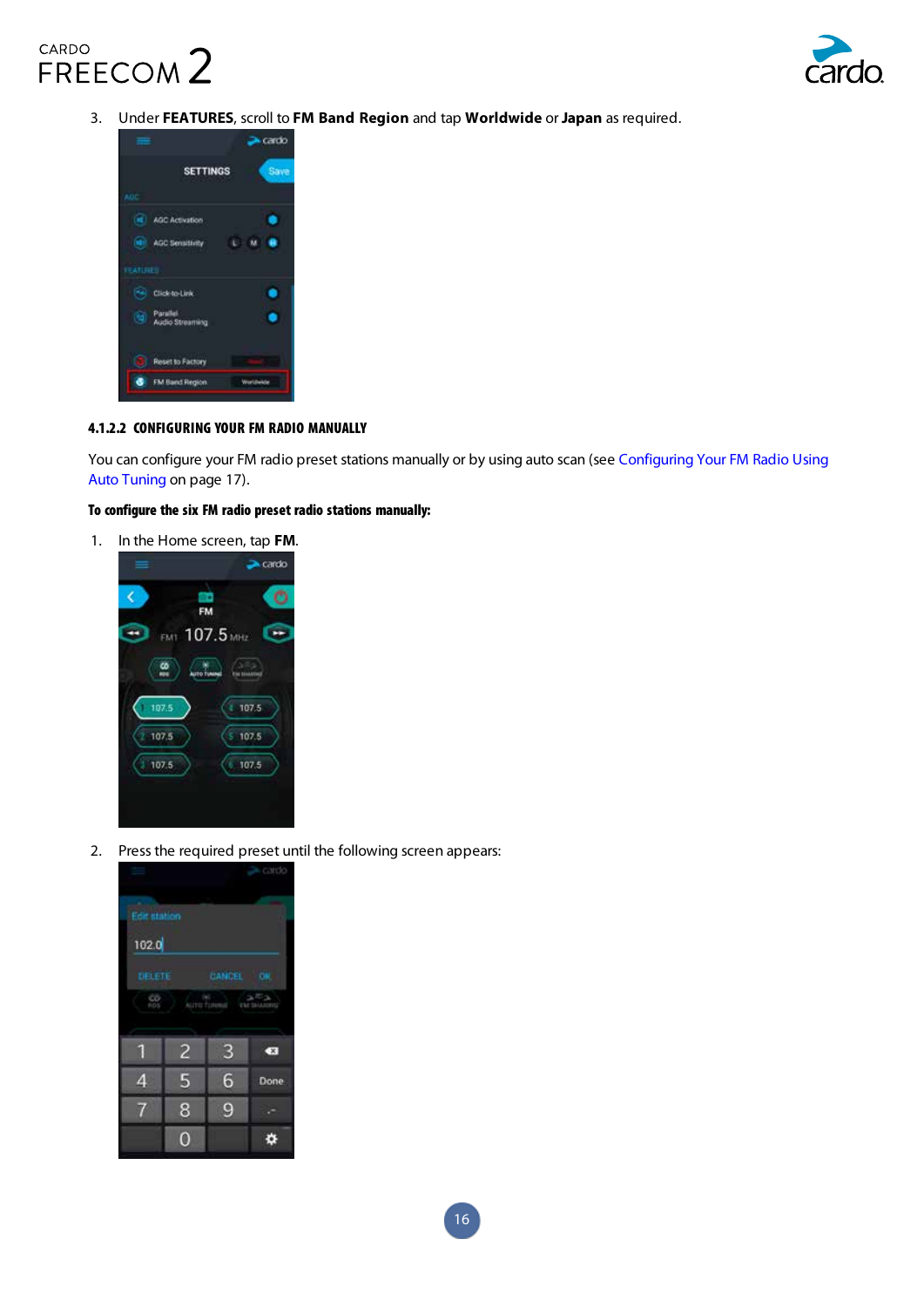3. Under **FEATURES**, scroll to **FM Band Region** and tap **Worldwide** or **Japan** as required.

#### 4.1.2.2 CONFIGURING YOUR FM RADIO MANUALLY

You can configure your FM radio preset stations manually or by using auto scan (see Configuring Your FM Radio Using Auto Tuning on page 17).

**To configure the six FM radio preset radio stations manually:**

1. In the Home screen, tap **FM**.
2. Press the required preset until the following screen appears: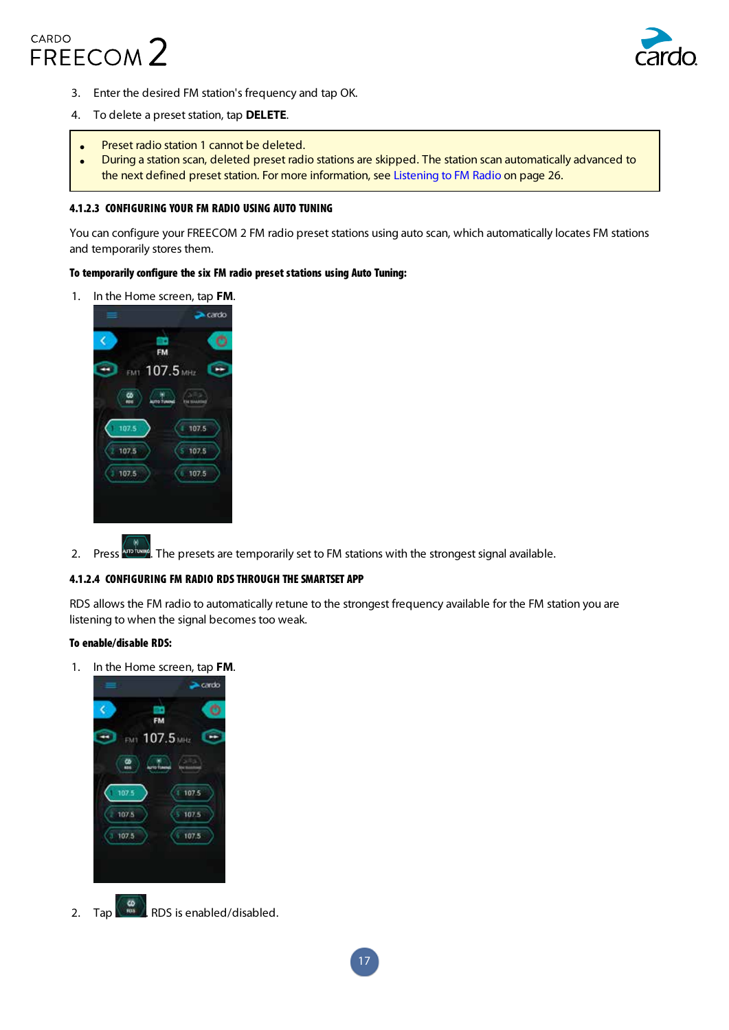3. Enter the desired FM station's frequency and tap OK.
4. To delete a preset station, tap **DELETE**.

- Preset radio station 1 cannot be deleted.
- During a station scan, deleted preset radio stations are skipped. The station scan automatically advanced to the next defined preset station. For more information, see Listening to FM Radio on page 26.

#### 4.1.2.3 CONFIGURING YOUR FM RADIO USING AUTO TUNING

You can configure your FREECOM 2 FM radio preset stations using auto scan, which automatically locates FM stations and temporarily stores them.

**To temporarily configure the six FM radio preset stations using Auto Tuning:**

1. In the Home screen, tap **FM**.
2. Press AUTO TUNING. The presets are temporarily set to FM stations with the strongest signal available.

#### 4.1.2.4 CONFIGURING FM RADIO RDS THROUGH THE SMARTSET APP

RDS allows the FM radio to automatically retune to the strongest frequency available for the FM station you are listening to when the signal becomes too weak.

**To enable/disable RDS:**

1. In the Home screen, tap **FM**.
2. Tap RDS. RDS is enabled/disabled.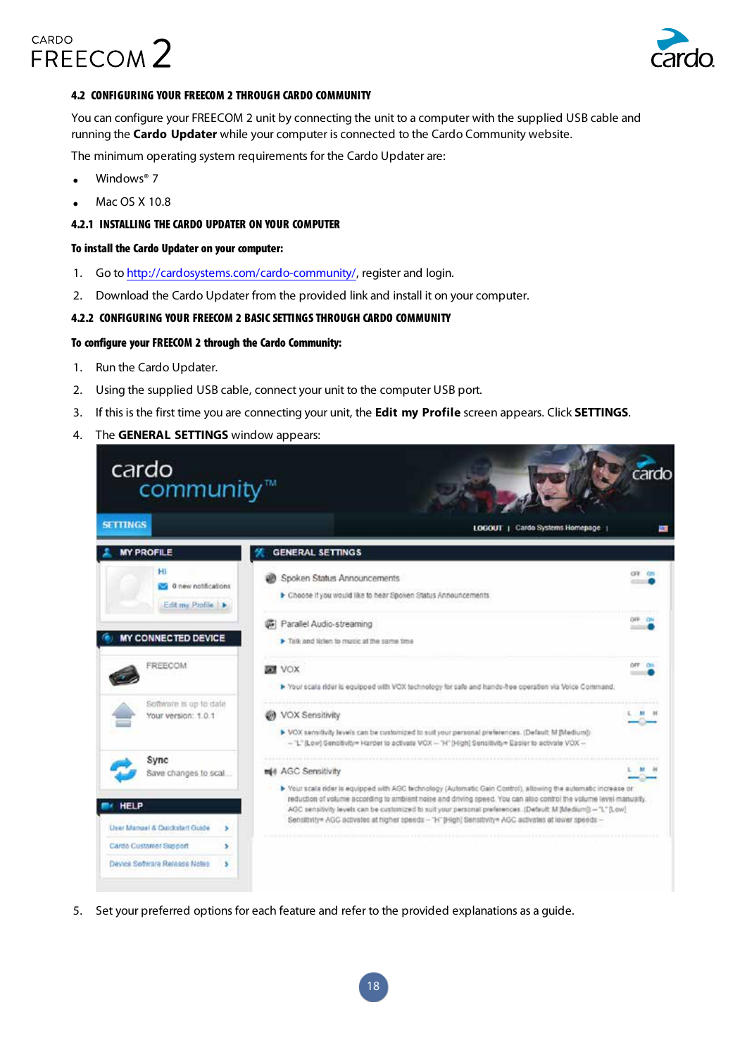## 4.2 CONFIGURING YOUR FREECOM 2 THROUGH CARDO COMMUNITY

You can configure your FREECOM 2 unit by connecting the unit to a computer with the supplied USB cable and running the **Cardo Updater** while your computer is connected to the Cardo Community website.

The minimum operating system requirements for the Cardo Updater are:

- Windows® 7
- Mac OS X 10.8

### 4.2.1 INSTALLING THE CARDO UPDATER ON YOUR COMPUTER

**To install the Cardo Updater on your computer:**

1. Go to http://cardosystems.com/cardo-community/, register and login.
2. Download the Cardo Updater from the provided link and install it on your computer.

### 4.2.2 CONFIGURING YOUR FREECOM 2 BASIC SETTINGS THROUGH CARDO COMMUNITY

**To configure your FREECOM 2 through the Cardo Community:**

1. Run the Cardo Updater.
2. Using the supplied USB cable, connect your unit to the computer USB port.
3. If this is the first time you are connecting your unit, the **Edit my Profile** screen appears. Click **SETTINGS**.
4. The **GENERAL SETTINGS** window appears:
5. Set your preferred options for each feature and refer to the provided explanations as a guide.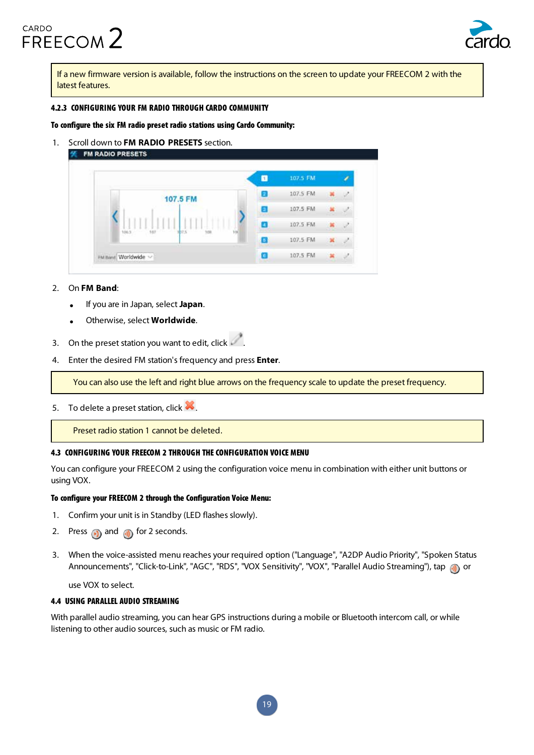If a new firmware version is available, follow the instructions on the screen to update your FREECOM 2 with the latest features.

#### 4.2.3 CONFIGURING YOUR FM RADIO THROUGH CARDO COMMUNITY

**To configure the six FM radio preset radio stations using Cardo Community:**

1. Scroll down to **FM RADIO PRESETS** section.
2. On **FM Band**:
   - If you are in Japan, select **Japan**.
   - Otherwise, select **Worldwide**.
3. On the preset station you want to edit, click .
4. Enter the desired FM station's frequency and press **Enter**.

You can also use the left and right blue arrows on the frequency scale to update the preset frequency.

5. To delete a preset station, click .

Preset radio station 1 cannot be deleted.

### 4.3 CONFIGURING YOUR FREECOM 2 THROUGH THE CONFIGURATION VOICE MENU

You can configure your FREECOM 2 using the configuration voice menu in combination with either unit buttons or using VOX.

**To configure your FREECOM 2 through the Configuration Voice Menu:**

1. Confirm your unit is in Standby (LED flashes slowly).
2. Press  and  for 2 seconds.
3. When the voice-assisted menu reaches your required option ("Language", "A2DP Audio Priority", "Spoken Status Announcements", "Click-to-Link", "AGC", "RDS", "VOX Sensitivity", "VOX", "Parallel Audio Streaming"), tap  or use VOX to select.

### 4.4 USING PARALLEL AUDIO STREAMING

With parallel audio streaming, you can hear GPS instructions during a mobile or Bluetooth intercom call, or while listening to other audio sources, such as music or FM radio.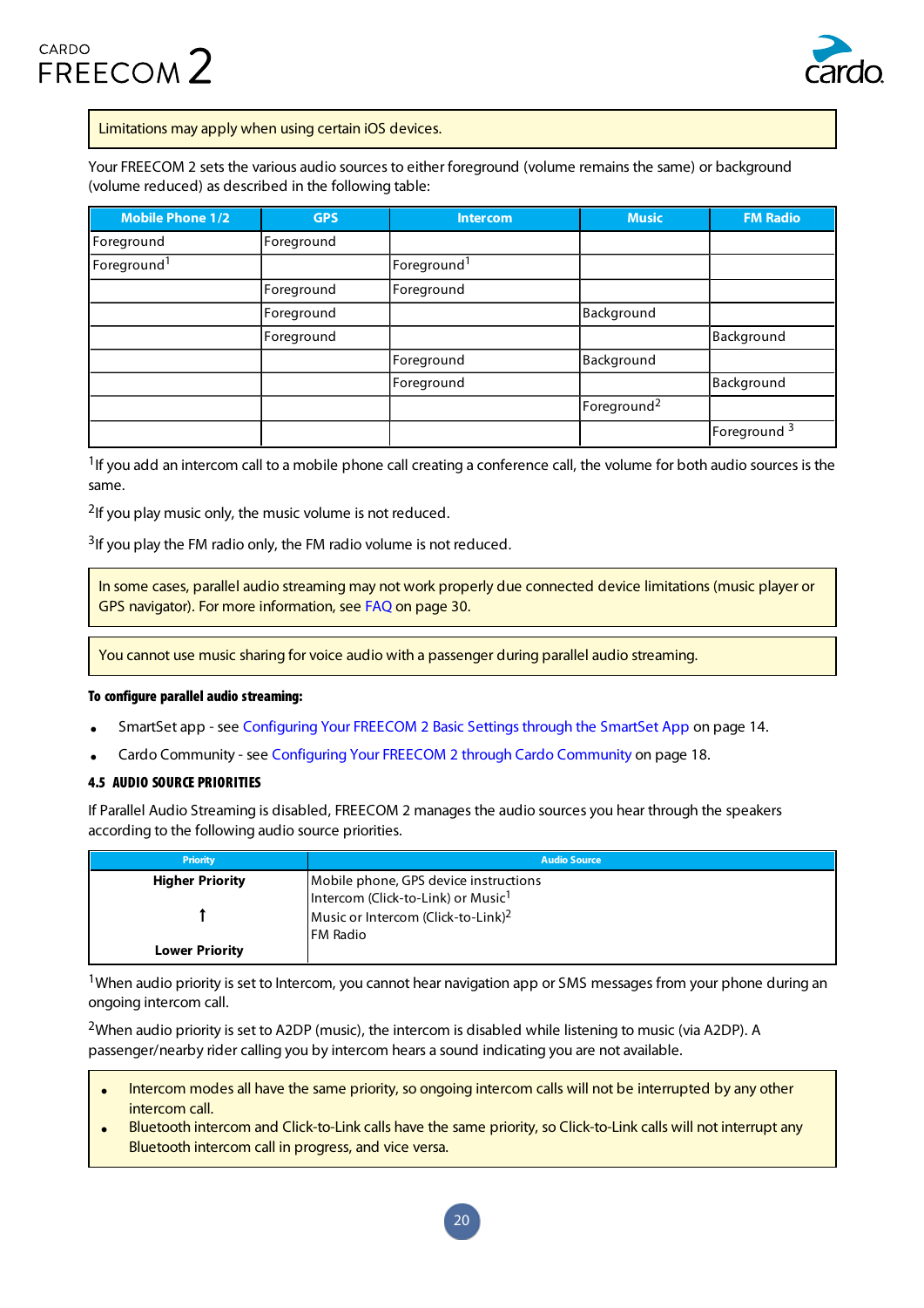> Limitations may apply when using certain iOS devices.

Your FREECOM 2 sets the various audio sources to either foreground (volume remains the same) or background (volume reduced) as described in the following table:

| Mobile Phone 1/2 | GPS | Intercom | Music | FM Radio |
|---|---|---|---|---|
| Foreground | Foreground | | | |
| Foreground[1] | | Foreground[1] | | |
| | Foreground | Foreground | | |
| | Foreground | | Background | |
| | Foreground | | | Background |
| | | Foreground | Background | |
| | | Foreground | | Background |
| | | | Foreground[2] | |
| | | | | Foreground [3] |

[1]If you add an intercom call to a mobile phone call creating a conference call, the volume for both audio sources is the same.

[2]If you play music only, the music volume is not reduced.

[3]If you play the FM radio only, the FM radio volume is not reduced.

> In some cases, parallel audio streaming may not work properly due connected device limitations (music player or GPS navigator). For more information, see FAQ on page 30.

> You cannot use music sharing for voice audio with a passenger during parallel audio streaming.

**To configure parallel audio streaming:**

- SmartSet app - see Configuring Your FREECOM 2 Basic Settings through the SmartSet App on page 14.
- Cardo Community - see Configuring Your FREECOM 2 through Cardo Community on page 18.

### 4.5 AUDIO SOURCE PRIORITIES

If Parallel Audio Streaming is disabled, FREECOM 2 manages the audio sources you hear through the speakers according to the following audio source priorities.

| Priority | Audio Source |
|---|---|
| **Higher Priority** | Mobile phone, GPS device instructions |
| ↑ | Intercom (Click-to-Link) or Music[1] |
| | Music or Intercom (Click-to-Link)[2] |
| **Lower Priority** | FM Radio |

[1]When audio priority is set to Intercom, you cannot hear navigation app or SMS messages from your phone during an ongoing intercom call.

[2]When audio priority is set to A2DP (music), the intercom is disabled while listening to music (via A2DP). A passenger/nearby rider calling you by intercom hears a sound indicating you are not available.

> - Intercom modes all have the same priority, so ongoing intercom calls will not be interrupted by any other intercom call.
> - Bluetooth intercom and Click-to-Link calls have the same priority, so Click-to-Link calls will not interrupt any Bluetooth intercom call in progress, and vice versa.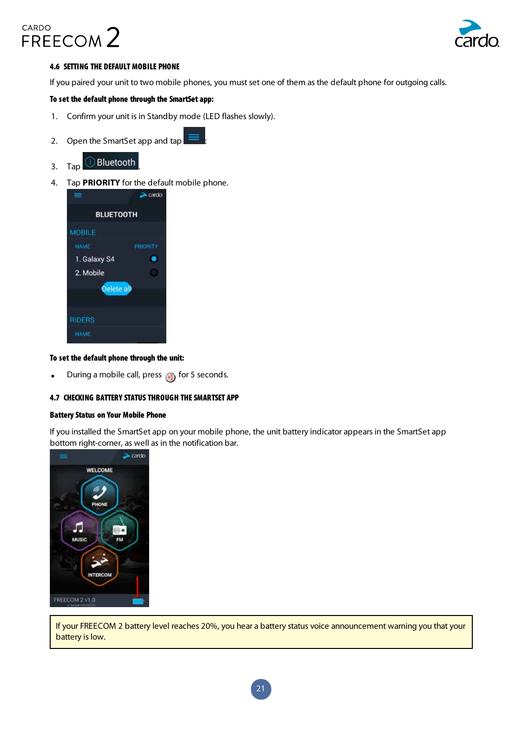### 4.6 SETTING THE DEFAULT MOBILE PHONE

If you paired your unit to two mobile phones, you must set one of them as the default phone for outgoing calls.

**To set the default phone through the SmartSet app:**

1. Confirm your unit is in Standby mode (LED flashes slowly).
2. Open the SmartSet app and tap :
3. Tap Bluetooth.
4. Tap **PRIORITY** for the default mobile phone.

**To set the default phone through the unit:**

- During a mobile call, press for 5 seconds.

### 4.7 CHECKING BATTERY STATUS THROUGH THE SMARTSET APP

**Battery Status on Your Mobile Phone**

If you installed the SmartSet app on your mobile phone, the unit battery indicator appears in the SmartSet app bottom right-corner, as well as in the notification bar.

If your FREECOM 2 battery level reaches 20%, you hear a battery status voice announcement warning you that your battery is low.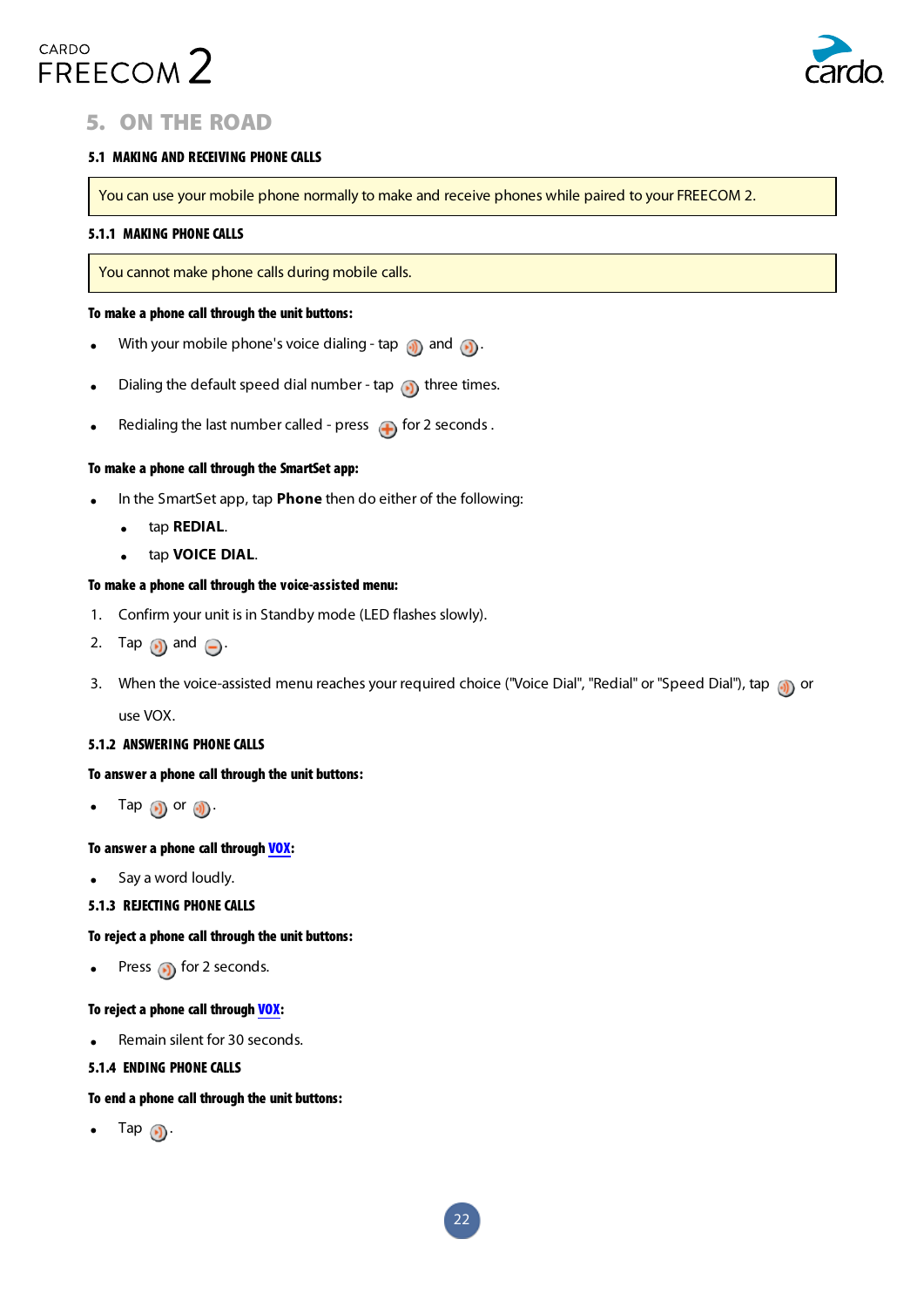# 5. ON THE ROAD

## 5.1 MAKING AND RECEIVING PHONE CALLS

> You can use your mobile phone normally to make and receive phones while paired to your FREECOM 2.

### 5.1.1 MAKING PHONE CALLS

> You cannot make phone calls during mobile calls.

**To make a phone call through the unit buttons:**

- With your mobile phone's voice dialing - tap and .
- Dialing the default speed dial number - tap three times.
- Redialing the last number called - press for 2 seconds .

**To make a phone call through the SmartSet app:**

- In the SmartSet app, tap **Phone** then do either of the following:
  - tap **REDIAL**.
  - tap **VOICE DIAL**.

**To make a phone call through the voice-assisted menu:**

1. Confirm your unit is in Standby mode (LED flashes slowly).
2. Tap and .
3. When the voice-assisted menu reaches your required choice ("Voice Dial", "Redial" or "Speed Dial"), tap or use VOX.

### 5.1.2 ANSWERING PHONE CALLS

**To answer a phone call through the unit buttons:**

- Tap or .

**To answer a phone call through VOX:**

- Say a word loudly.

### 5.1.3 REJECTING PHONE CALLS

**To reject a phone call through the unit buttons:**

- Press for 2 seconds.

**To reject a phone call through VOX:**

- Remain silent for 30 seconds.

### 5.1.4 ENDING PHONE CALLS

**To end a phone call through the unit buttons:**

- Tap .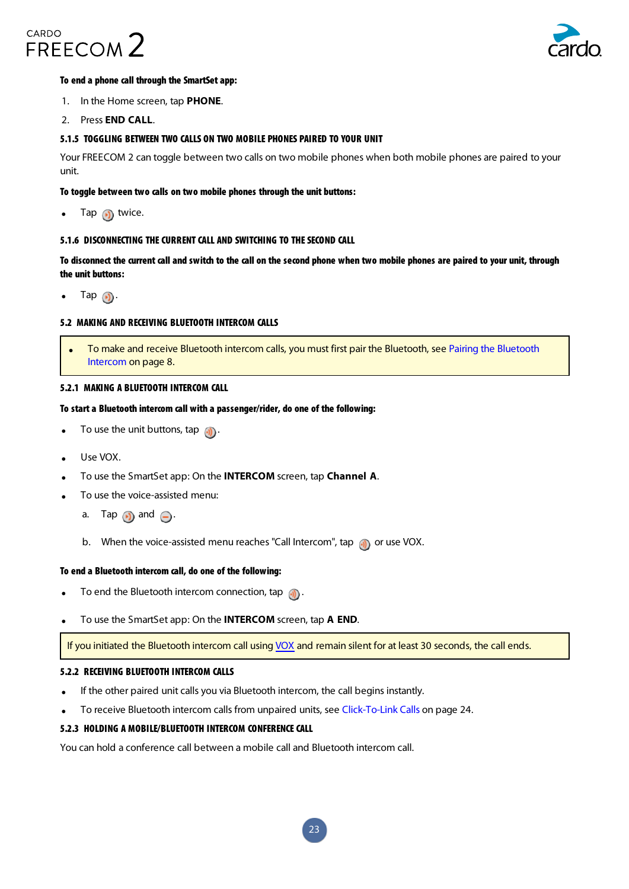**To end a phone call through the SmartSet app:**

1. In the Home screen, tap **PHONE**.
2. Press **END CALL**.

### 5.1.5 TOGGLING BETWEEN TWO CALLS ON TWO MOBILE PHONES PAIRED TO YOUR UNIT

Your FREECOM 2 can toggle between two calls on two mobile phones when both mobile phones are paired to your unit.

**To toggle between two calls on two mobile phones through the unit buttons:**

- Tap twice.

### 5.1.6 DISCONNECTING THE CURRENT CALL AND SWITCHING TO THE SECOND CALL

**To disconnect the current call and switch to the call on the second phone when two mobile phones are paired to your unit, through the unit buttons:**

- Tap .

## 5.2 MAKING AND RECEIVING BLUETOOTH INTERCOM CALLS

- To make and receive Bluetooth intercom calls, you must first pair the Bluetooth, see Pairing the Bluetooth Intercom on page 8.

### 5.2.1 MAKING A BLUETOOTH INTERCOM CALL

**To start a Bluetooth intercom call with a passenger/rider, do one of the following:**

- To use the unit buttons, tap .
- Use VOX.
- To use the SmartSet app: On the **INTERCOM** screen, tap **Channel A**.
- To use the voice-assisted menu:
  a. Tap and .
  b. When the voice-assisted menu reaches "Call Intercom", tap or use VOX.

**To end a Bluetooth intercom call, do one of the following:**

- To end the Bluetooth intercom connection, tap .
- To use the SmartSet app: On the **INTERCOM** screen, tap **A END**.

If you initiated the Bluetooth intercom call using VOX and remain silent for at least 30 seconds, the call ends.

### 5.2.2 RECEIVING BLUETOOTH INTERCOM CALLS

- If the other paired unit calls you via Bluetooth intercom, the call begins instantly.
- To receive Bluetooth intercom calls from unpaired units, see Click-To-Link Calls on page 24.

### 5.2.3 HOLDING A MOBILE/BLUETOOTH INTERCOM CONFERENCE CALL

You can hold a conference call between a mobile call and Bluetooth intercom call.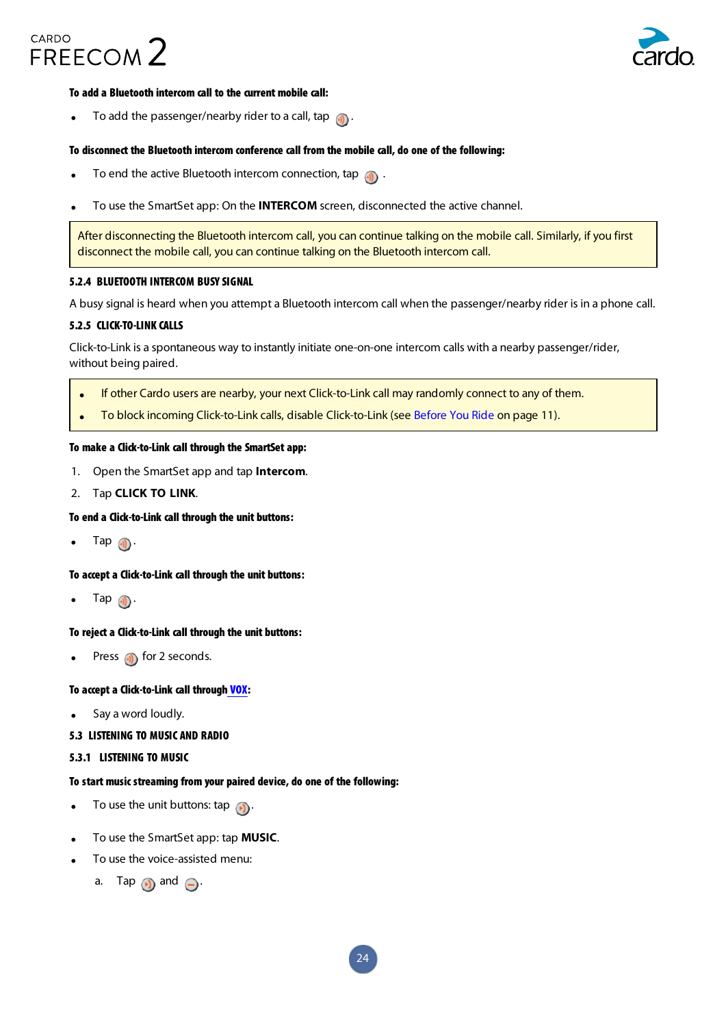**To add a Bluetooth intercom call to the current mobile call:**

- To add the passenger/nearby rider to a call, tap .

**To disconnect the Bluetooth intercom conference call from the mobile call, do one of the following:**

- To end the active Bluetooth intercom connection, tap .
- To use the SmartSet app: On the **INTERCOM** screen, disconnected the active channel.

> After disconnecting the Bluetooth intercom call, you can continue talking on the mobile call. Similarly, if you first disconnect the mobile call, you can continue talking on the Bluetooth intercom call.

### 5.2.4 BLUETOOTH INTERCOM BUSY SIGNAL

A busy signal is heard when you attempt a Bluetooth intercom call when the passenger/nearby rider is in a phone call.

### 5.2.5 CLICK-TO-LINK CALLS

Click-to-Link is a spontaneous way to instantly initiate one-on-one intercom calls with a nearby passenger/rider, without being paired.

> - If other Cardo users are nearby, your next Click-to-Link call may randomly connect to any of them.
> - To block incoming Click-to-Link calls, disable Click-to-Link (see Before You Ride on page 11).

**To make a Click-to-Link call through the SmartSet app:**

1. Open the SmartSet app and tap **Intercom**.
2. Tap **CLICK TO LINK**.

**To end a Click-to-Link call through the unit buttons:**

- Tap .

**To accept a Click-to-Link call through the unit buttons:**

- Tap .

**To reject a Click-to-Link call through the unit buttons:**

- Press  for 2 seconds.

**To accept a Click-to-Link call through VOX:**

- Say a word loudly.

## 5.3 LISTENING TO MUSIC AND RADIO

### 5.3.1 LISTENING TO MUSIC

**To start music streaming from your paired device, do one of the following:**

- To use the unit buttons: tap .
- To use the SmartSet app: tap **MUSIC**.
- To use the voice-assisted menu:
  a. Tap  and .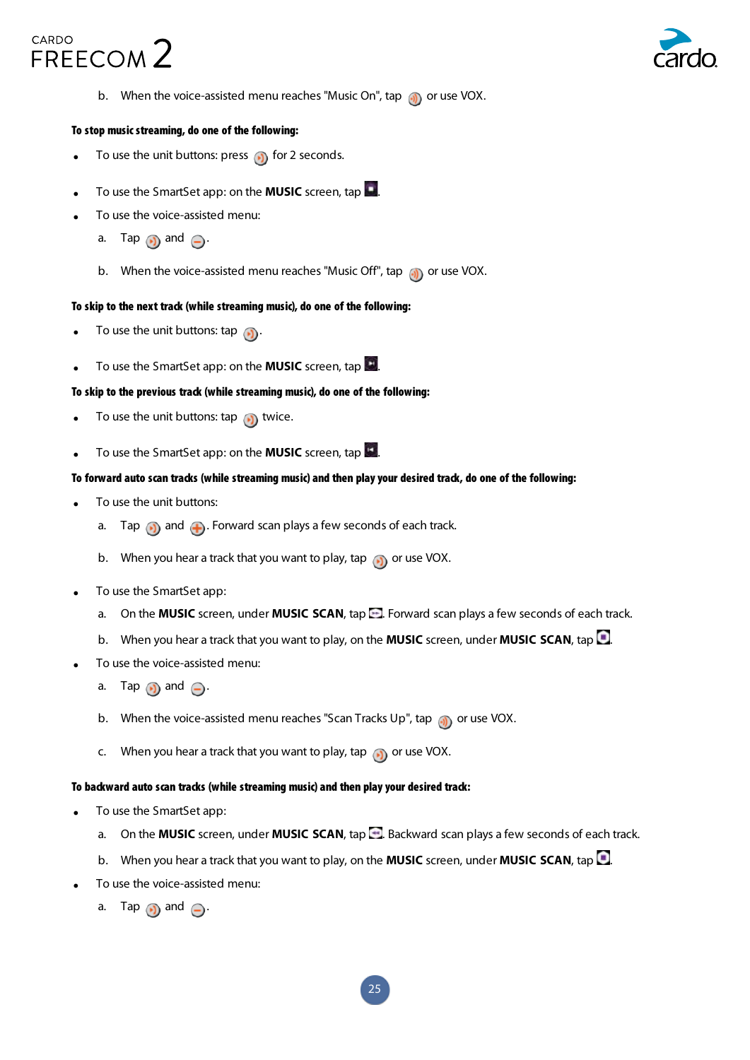b. When the voice-assisted menu reaches "Music On", tap or use VOX.

**To stop music streaming, do one of the following:**

- To use the unit buttons: press for 2 seconds.
- To use the SmartSet app: on the **MUSIC** screen, tap .
- To use the voice-assisted menu:
  a. Tap and .
  b. When the voice-assisted menu reaches "Music Off", tap or use VOX.

**To skip to the next track (while streaming music), do one of the following:**

- To use the unit buttons: tap .
- To use the SmartSet app: on the **MUSIC** screen, tap .

**To skip to the previous track (while streaming music), do one of the following:**

- To use the unit buttons: tap twice.
- To use the SmartSet app: on the **MUSIC** screen, tap .

**To forward auto scan tracks (while streaming music) and then play your desired track, do one of the following:**

- To use the unit buttons:
  a. Tap and . Forward scan plays a few seconds of each track.
  b. When you hear a track that you want to play, tap or use VOX.
- To use the SmartSet app:
  a. On the **MUSIC** screen, under **MUSIC SCAN**, tap . Forward scan plays a few seconds of each track.
  b. When you hear a track that you want to play, on the **MUSIC** screen, under **MUSIC SCAN**, tap .
- To use the voice-assisted menu:
  a. Tap and .
  b. When the voice-assisted menu reaches "Scan Tracks Up", tap or use VOX.
  c. When you hear a track that you want to play, tap or use VOX.

**To backward auto scan tracks (while streaming music) and then play your desired track:**

- To use the SmartSet app:
  a. On the **MUSIC** screen, under **MUSIC SCAN**, tap . Backward scan plays a few seconds of each track.
  b. When you hear a track that you want to play, on the **MUSIC** screen, under **MUSIC SCAN**, tap .
- To use the voice-assisted menu:
  a. Tap and .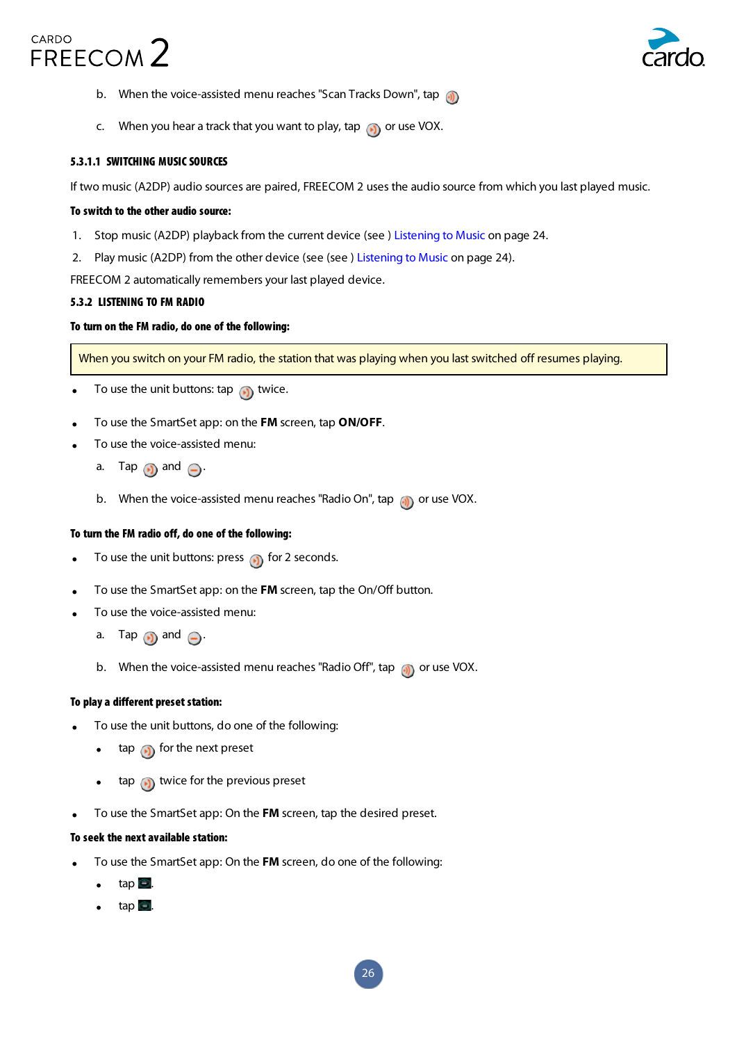b. When the voice-assisted menu reaches "Scan Tracks Down", tap

c. When you hear a track that you want to play, tap or use VOX.

#### 5.3.1.1 SWITCHING MUSIC SOURCES

If two music (A2DP) audio sources are paired, FREECOM 2 uses the audio source from which you last played music.

**To switch to the other audio source:**

1. Stop music (A2DP) playback from the current device (see ) Listening to Music on page 24.
2. Play music (A2DP) from the other device (see (see ) Listening to Music on page 24).

FREECOM 2 automatically remembers your last played device.

### 5.3.2 LISTENING TO FM RADIO

**To turn on the FM radio, do one of the following:**

> When you switch on your FM radio, the station that was playing when you last switched off resumes playing.

- To use the unit buttons: tap twice.
- To use the SmartSet app: on the **FM** screen, tap **ON/OFF**.
- To use the voice-assisted menu:
  a. Tap and .
  b. When the voice-assisted menu reaches "Radio On", tap or use VOX.

**To turn the FM radio off, do one of the following:**

- To use the unit buttons: press for 2 seconds.
- To use the SmartSet app: on the **FM** screen, tap the On/Off button.
- To use the voice-assisted menu:
  a. Tap and .
  b. When the voice-assisted menu reaches "Radio Off", tap or use VOX.

**To play a different preset station:**

- To use the unit buttons, do one of the following:
  - tap for the next preset
  - tap twice for the previous preset
- To use the SmartSet app: On the **FM** screen, tap the desired preset.

**To seek the next available station:**

- To use the SmartSet app: On the **FM** screen, do one of the following:
  - tap .
  - tap .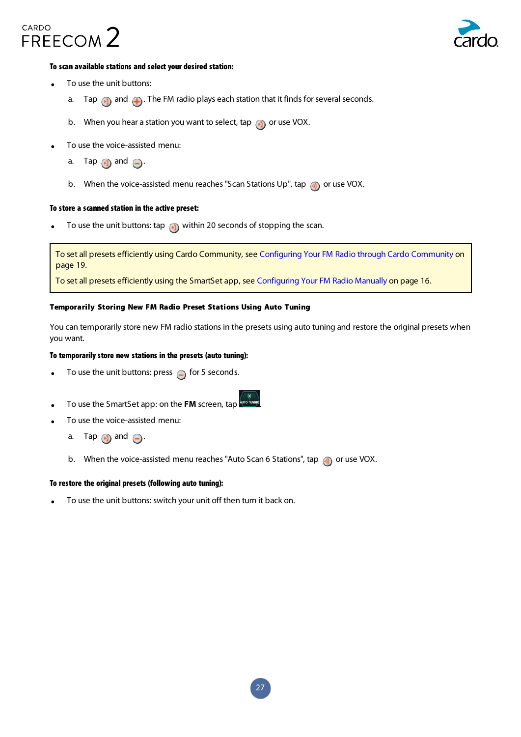**To scan available stations and select your desired station:**

- To use the unit buttons:
  a. Tap and . The FM radio plays each station that it finds for several seconds.
  b. When you hear a station you want to select, tap or use VOX.
- To use the voice-assisted menu:
  a. Tap and .
  b. When the voice-assisted menu reaches "Scan Stations Up", tap or use VOX.

**To store a scanned station in the active preset:**

- To use the unit buttons: tap within 20 seconds of stopping the scan.

> To set all presets efficiently using Cardo Community, see Configuring Your FM Radio through Cardo Community on page 19.
>
> To set all presets efficiently using the SmartSet app, see Configuring Your FM Radio Manually on page 16.

#### Temporarily Storing New FM Radio Preset Stations Using Auto Tuning

You can temporarily store new FM radio stations in the presets using auto tuning and restore the original presets when you want.

**To temporarily store new stations in the presets (auto tuning):**

- To use the unit buttons: press for 5 seconds.
- To use the SmartSet app: on the **FM** screen, tap AUTO TUNING.
- To use the voice-assisted menu:
  a. Tap and .
  b. When the voice-assisted menu reaches "Auto Scan 6 Stations", tap or use VOX.

**To restore the original presets (following auto tuning):**

- To use the unit buttons: switch your unit off then turn it back on.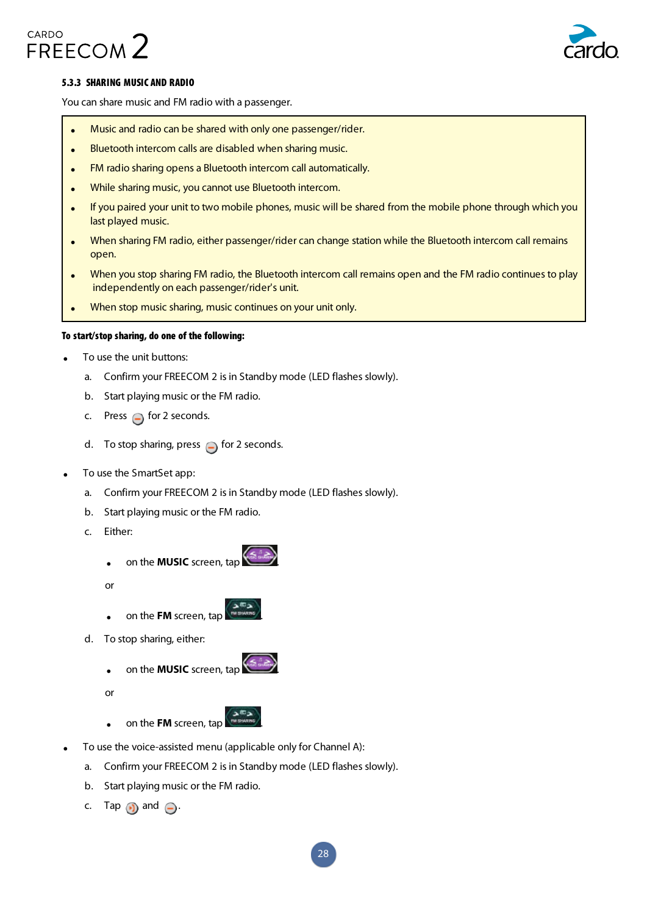### 5.3.3 SHARING MUSIC AND RADIO

You can share music and FM radio with a passenger.

- Music and radio can be shared with only one passenger/rider.
- Bluetooth intercom calls are disabled when sharing music.
- FM radio sharing opens a Bluetooth intercom call automatically.
- While sharing music, you cannot use Bluetooth intercom.
- If you paired your unit to two mobile phones, music will be shared from the mobile phone through which you last played music.
- When sharing FM radio, either passenger/rider can change station while the Bluetooth intercom call remains open.
- When you stop sharing FM radio, the Bluetooth intercom call remains open and the FM radio continues to play independently on each passenger/rider's unit.
- When stop music sharing, music continues on your unit only.

**To start/stop sharing, do one of the following:**

- To use the unit buttons:
  a. Confirm your FREECOM 2 is in Standby mode (LED flashes slowly).
  b. Start playing music or the FM radio.
  c. Press for 2 seconds.
  d. To stop sharing, press for 2 seconds.
- To use the SmartSet app:
  a. Confirm your FREECOM 2 is in Standby mode (LED flashes slowly).
  b. Start playing music or the FM radio.
  c. Either:
     - on the **MUSIC** screen, tap .

     or

     - on the **FM** screen, tap .
  d. To stop sharing, either:
     - on the **MUSIC** screen, tap .

     or

     - on the **FM** screen, tap .
- To use the voice-assisted menu (applicable only for Channel A):
  a. Confirm your FREECOM 2 is in Standby mode (LED flashes slowly).
  b. Start playing music or the FM radio.
  c. Tap and .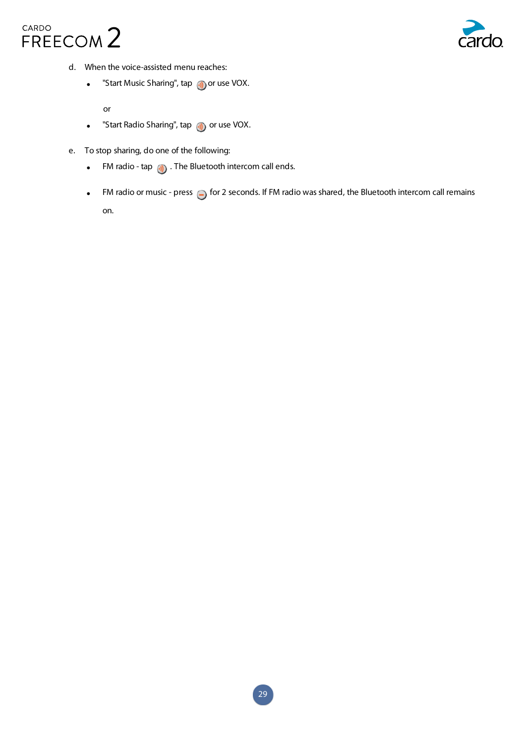d. When the voice-assisted menu reaches:

- "Start Music Sharing", tap or use VOX.

  or

- "Start Radio Sharing", tap or use VOX.

e. To stop sharing, do one of the following:

- FM radio - tap . The Bluetooth intercom call ends.
- FM radio or music - press for 2 seconds. If FM radio was shared, the Bluetooth intercom call remains on.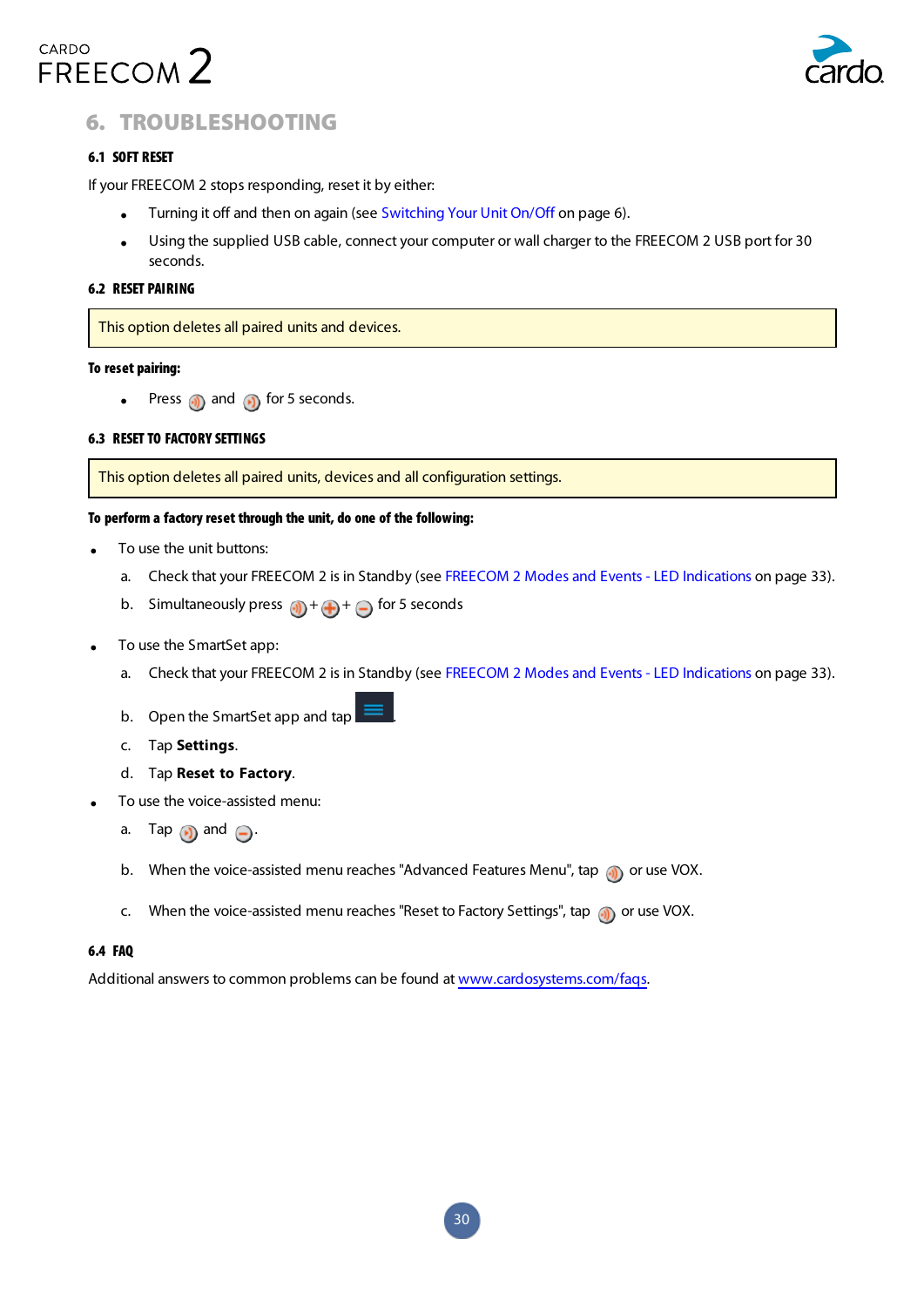## 6. TROUBLESHOOTING

### 6.1 SOFT RESET

If your FREECOM 2 stops responding, reset it by either:

- Turning it off and then on again (see Switching Your Unit On/Off on page 6).
- Using the supplied USB cable, connect your computer or wall charger to the FREECOM 2 USB port for 30 seconds.

### 6.2 RESET PAIRING

> This option deletes all paired units and devices.

**To reset pairing:**

- Press and for 5 seconds.

### 6.3 RESET TO FACTORY SETTINGS

> This option deletes all paired units, devices and all configuration settings.

**To perform a factory reset through the unit, do one of the following:**

- To use the unit buttons:
  a. Check that your FREECOM 2 is in Standby (see FREECOM 2 Modes and Events - LED Indications on page 33).
  b. Simultaneously press + + for 5 seconds
- To use the SmartSet app:
  a. Check that your FREECOM 2 is in Standby (see FREECOM 2 Modes and Events - LED Indications on page 33).
  b. Open the SmartSet app and tap .
  c. Tap **Settings**.
  d. Tap **Reset to Factory**.
- To use the voice-assisted menu:
  a. Tap and .
  b. When the voice-assisted menu reaches "Advanced Features Menu", tap or use VOX.
  c. When the voice-assisted menu reaches "Reset to Factory Settings", tap or use VOX.

### 6.4 FAQ

Additional answers to common problems can be found at www.cardosystems.com/faqs.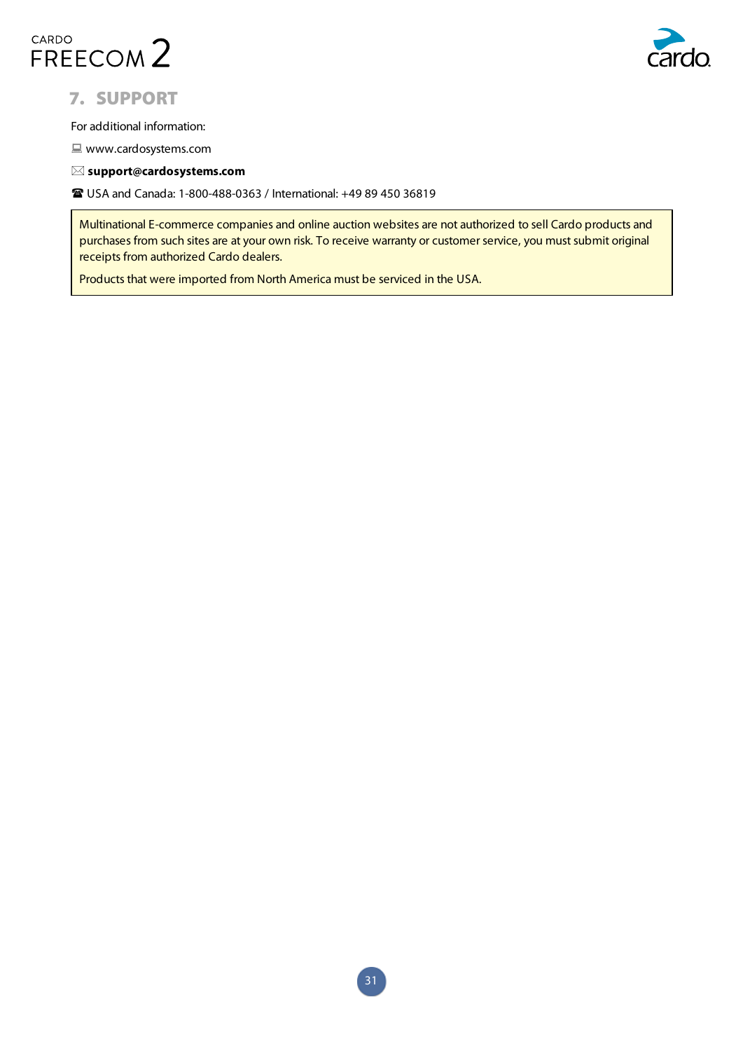## 7. SUPPORT

For additional information:

🖳 www.cardosystems.com

🖂 **support@cardosystems.com**

☎ USA and Canada: 1-800-488-0363 / International: +49 89 450 36819

> Multinational E-commerce companies and online auction websites are not authorized to sell Cardo products and purchases from such sites are at your own risk. To receive warranty or customer service, you must submit original receipts from authorized Cardo dealers.
>
> Products that were imported from North America must be serviced in the USA.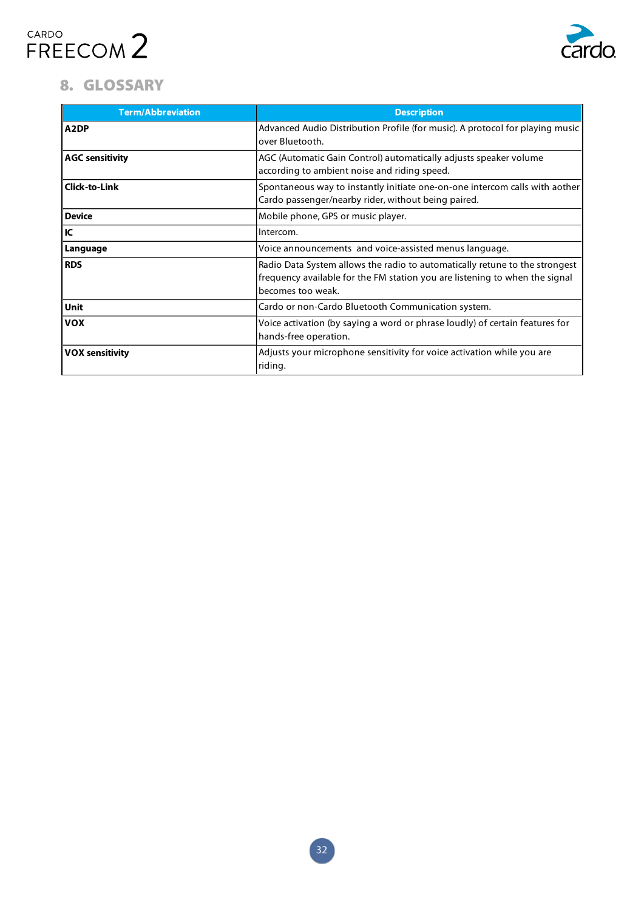## 8. GLOSSARY

| Term/Abbreviation | Description |
|---|---|
| **A2DP** | Advanced Audio Distribution Profile (for music). A protocol for playing music over Bluetooth. |
| **AGC sensitivity** | AGC (Automatic Gain Control) automatically adjusts speaker volume according to ambient noise and riding speed. |
| **Click-to-Link** | Spontaneous way to instantly initiate one-on-one intercom calls with aother Cardo passenger/nearby rider, without being paired. |
| **Device** | Mobile phone, GPS or music player. |
| **IC** | Intercom. |
| **Language** | Voice announcements  and voice-assisted menus language. |
| **RDS** | Radio Data System allows the radio to automatically retune to the strongest frequency available for the FM station you are listening to when the signal becomes too weak. |
| **Unit** | Cardo or non-Cardo Bluetooth Communication system. |
| **VOX** | Voice activation (by saying a word or phrase loudly) of certain features for hands-free operation. |
| **VOX sensitivity** | Adjusts your microphone sensitivity for voice activation while you are riding. |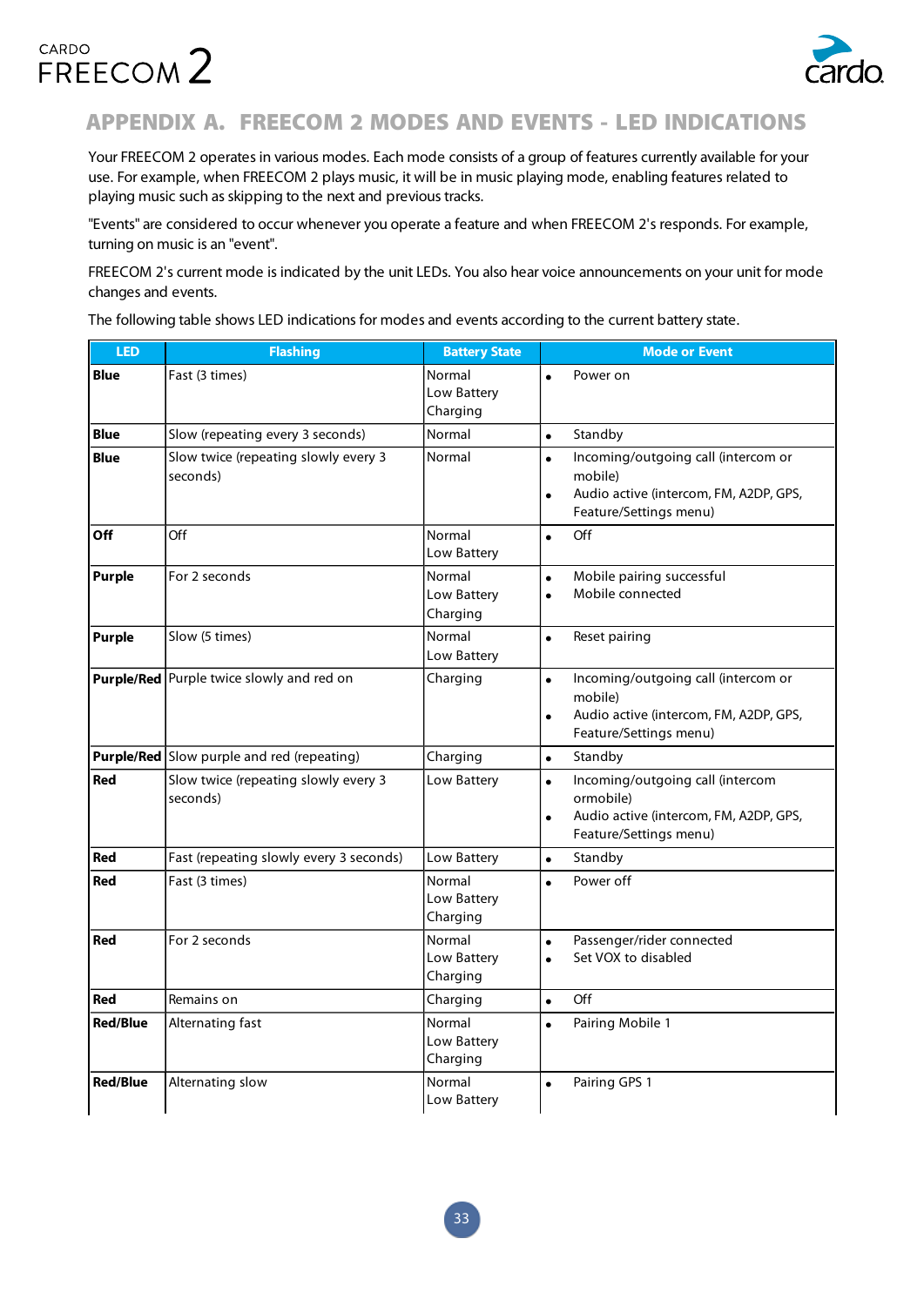# APPENDIX A. FREECOM 2 MODES AND EVENTS - LED INDICATIONS

Your FREECOM 2 operates in various modes. Each mode consists of a group of features currently available for your use. For example, when FREECOM 2 plays music, it will be in music playing mode, enabling features related to playing music such as skipping to the next and previous tracks.

"Events" are considered to occur whenever you operate a feature and when FREECOM 2's responds. For example, turning on music is an "event".

FREECOM 2's current mode is indicated by the unit LEDs. You also hear voice announcements on your unit for mode changes and events.

The following table shows LED indications for modes and events according to the current battery state.

| LED | Flashing | Battery State | Mode or Event |
|---|---|---|---|
| **Blue** | Fast (3 times) | Normal<br>Low Battery<br>Charging | • Power on |
| **Blue** | Slow (repeating every 3 seconds) | Normal | • Standby |
| **Blue** | Slow twice (repeating slowly every 3 seconds) | Normal | • Incoming/outgoing call (intercom or mobile)<br>• Audio active (intercom, FM, A2DP, GPS, Feature/Settings menu) |
| **Off** | Off | Normal<br>Low Battery | • Off |
| **Purple** | For 2 seconds | Normal<br>Low Battery<br>Charging | • Mobile pairing successful<br>• Mobile connected |
| **Purple** | Slow (5 times) | Normal<br>Low Battery | • Reset pairing |
| **Purple/Red** | Purple twice slowly and red on | Charging | • Incoming/outgoing call (intercom or mobile)<br>• Audio active (intercom, FM, A2DP, GPS, Feature/Settings menu) |
| **Purple/Red** | Slow purple and red (repeating) | Charging | • Standby |
| **Red** | Slow twice (repeating slowly every 3 seconds) | Low Battery | • Incoming/outgoing call (intercom ormobile)<br>• Audio active (intercom, FM, A2DP, GPS, Feature/Settings menu) |
| **Red** | Fast (repeating slowly every 3 seconds) | Low Battery | • Standby |
| **Red** | Fast (3 times) | Normal<br>Low Battery<br>Charging | • Power off |
| **Red** | For 2 seconds | Normal<br>Low Battery<br>Charging | • Passenger/rider connected<br>• Set VOX to disabled |
| **Red** | Remains on | Charging | • Off |
| **Red/Blue** | Alternating fast | Normal<br>Low Battery<br>Charging | • Pairing Mobile 1 |
| **Red/Blue** | Alternating slow | Normal<br>Low Battery | • Pairing GPS 1 |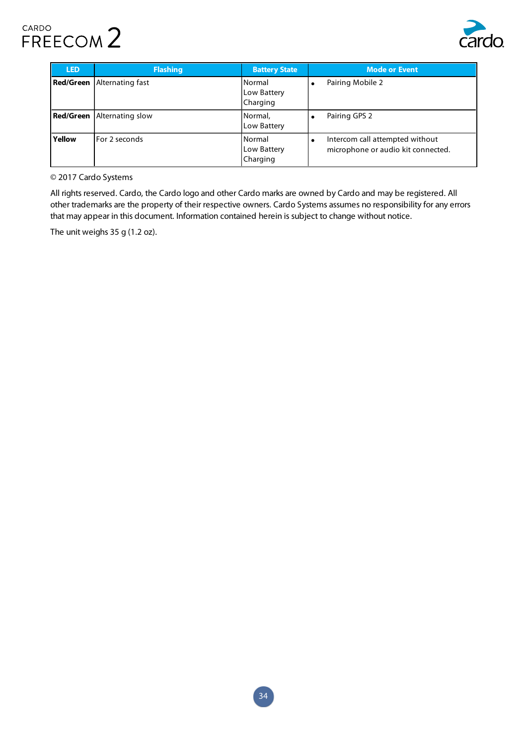| LED | Flashing | Battery State | Mode or Event |
|---|---|---|---|
| **Red/Green** | Alternating fast | Normal<br>Low Battery<br>Charging | • Pairing Mobile 2 |
| **Red/Green** | Alternating slow | Normal,<br>Low Battery | • Pairing GPS 2 |
| **Yellow** | For 2 seconds | Normal<br>Low Battery<br>Charging | • Intercom call attempted without microphone or audio kit connected. |

© 2017 Cardo Systems

All rights reserved. Cardo, the Cardo logo and other Cardo marks are owned by Cardo and may be registered. All other trademarks are the property of their respective owners. Cardo Systems assumes no responsibility for any errors that may appear in this document. Information contained herein is subject to change without notice.

The unit weighs 35 g (1.2 oz).